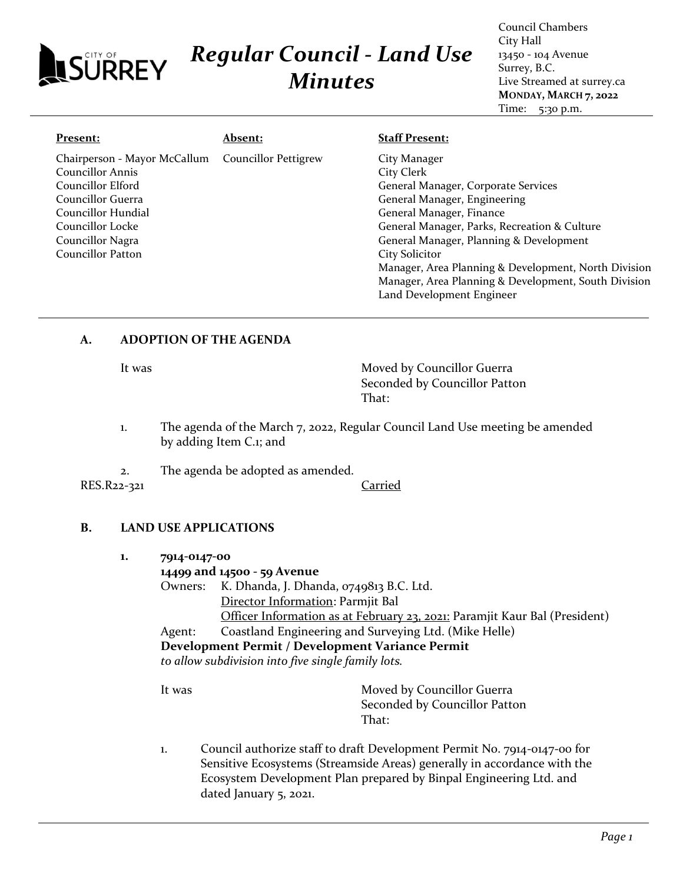# Regular Council - Land Use Minutes

Council Chambers
City Hall
13450 - 104 Avenue
Surrey, B.C.
Live Streamed at surrey.ca
**MONDAY, MARCH 7, 2022**
Time: 5:30 p.m.

| **Present:** | **Absent:** | **Staff Present:** |
|---|---|---|
| Chairperson - Mayor McCallum<br>Councillor Annis<br>Councillor Elford<br>Councillor Guerra<br>Councillor Hundial<br>Councillor Locke<br>Councillor Nagra<br>Councillor Patton | Councillor Pettigrew | City Manager<br>City Clerk<br>General Manager, Corporate Services<br>General Manager, Engineering<br>General Manager, Finance<br>General Manager, Parks, Recreation & Culture<br>General Manager, Planning & Development<br>City Solicitor<br>Manager, Area Planning & Development, North Division<br>Manager, Area Planning & Development, South Division<br>Land Development Engineer |

## A. ADOPTION OF THE AGENDA

It was

Moved by Councillor Guerra
Seconded by Councillor Patton
That:

1. The agenda of the March 7, 2022, Regular Council Land Use meeting be amended by adding Item C.1; and

2. The agenda be adopted as amended.

RES.R22-321 Carried

## B. LAND USE APPLICATIONS

**1. 7914-0147-00**
**14499 and 14500 - 59 Avenue**

Owners: K. Dhanda, J. Dhanda, 0749813 B.C. Ltd.
Director Information: Parmjit Bal
Officer Information as at February 23, 2021: Paramjit Kaur Bal (President)

Agent: Coastland Engineering and Surveying Ltd. (Mike Helle)

**Development Permit / Development Variance Permit**
*to allow subdivision into five single family lots.*

It was

Moved by Councillor Guerra
Seconded by Councillor Patton
That:

1. Council authorize staff to draft Development Permit No. 7914-0147-00 for Sensitive Ecosystems (Streamside Areas) generally in accordance with the Ecosystem Development Plan prepared by Binpal Engineering Ltd. and dated January 5, 2021.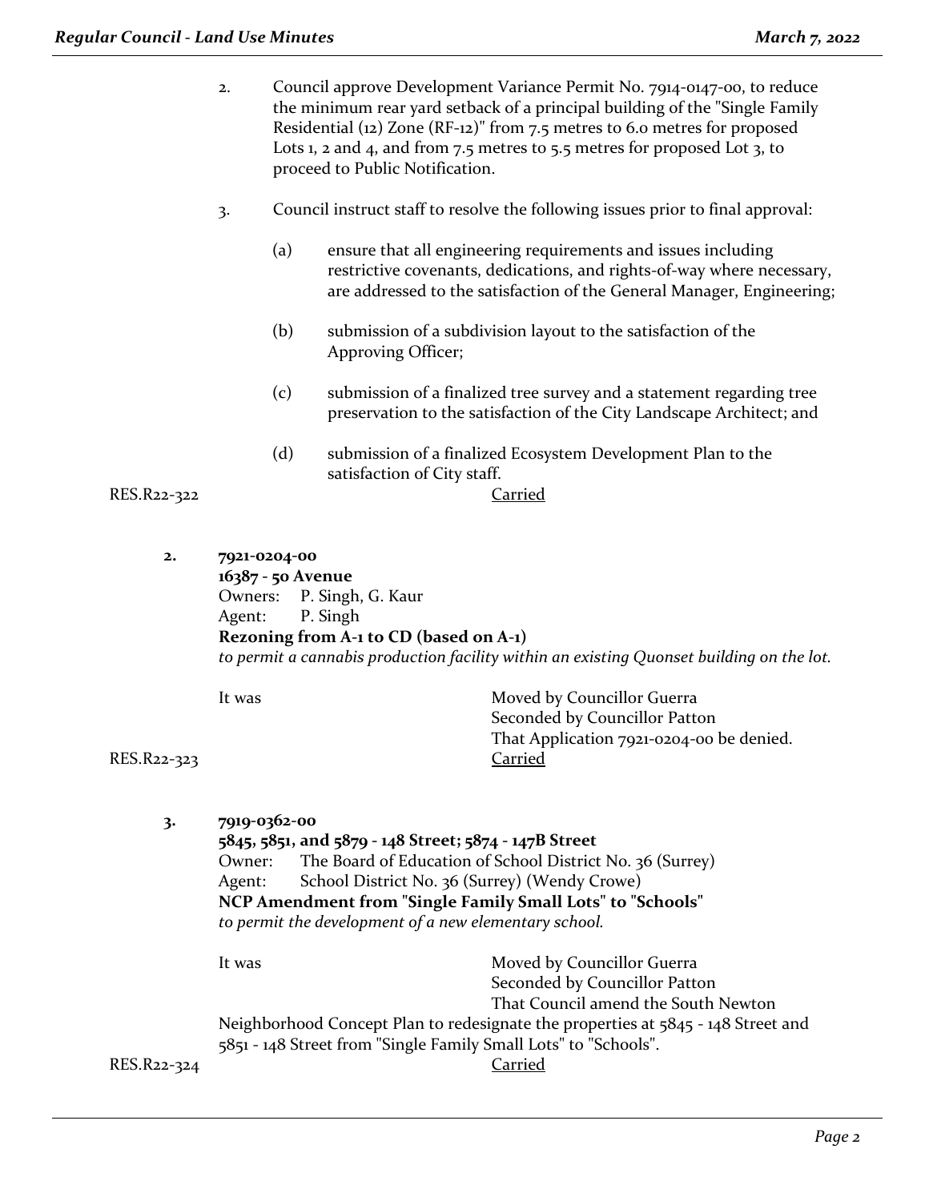2. Council approve Development Variance Permit No. 7914-0147-00, to reduce the minimum rear yard setback of a principal building of the "Single Family Residential (12) Zone (RF-12)" from 7.5 metres to 6.0 metres for proposed Lots 1, 2 and 4, and from 7.5 metres to 5.5 metres for proposed Lot 3, to proceed to Public Notification.

3. Council instruct staff to resolve the following issues prior to final approval:

   (a) ensure that all engineering requirements and issues including restrictive covenants, dedications, and rights-of-way where necessary, are addressed to the satisfaction of the General Manager, Engineering;

   (b) submission of a subdivision layout to the satisfaction of the Approving Officer;

   (c) submission of a finalized tree survey and a statement regarding tree preservation to the satisfaction of the City Landscape Architect; and

   (d) submission of a finalized Ecosystem Development Plan to the satisfaction of City staff.

RES.R22-322 Carried

**2. 7921-0204-00**
**16387 - 50 Avenue**
Owners: P. Singh, G. Kaur
Agent: P. Singh
**Rezoning from A-1 to CD (based on A-1)**
*to permit a cannabis production facility within an existing Quonset building on the lot.*

It was Moved by Councillor Guerra
Seconded by Councillor Patton
That Application 7921-0204-00 be denied.

RES.R22-323 Carried

**3. 7919-0362-00**
**5845, 5851, and 5879 - 148 Street; 5874 - 147B Street**
Owner: The Board of Education of School District No. 36 (Surrey)
Agent: School District No. 36 (Surrey) (Wendy Crowe)
**NCP Amendment from "Single Family Small Lots" to "Schools"**
*to permit the development of a new elementary school.*

It was Moved by Councillor Guerra
Seconded by Councillor Patton
That Council amend the South Newton Neighborhood Concept Plan to redesignate the properties at 5845 - 148 Street and 5851 - 148 Street from "Single Family Small Lots" to "Schools".

RES.R22-324 Carried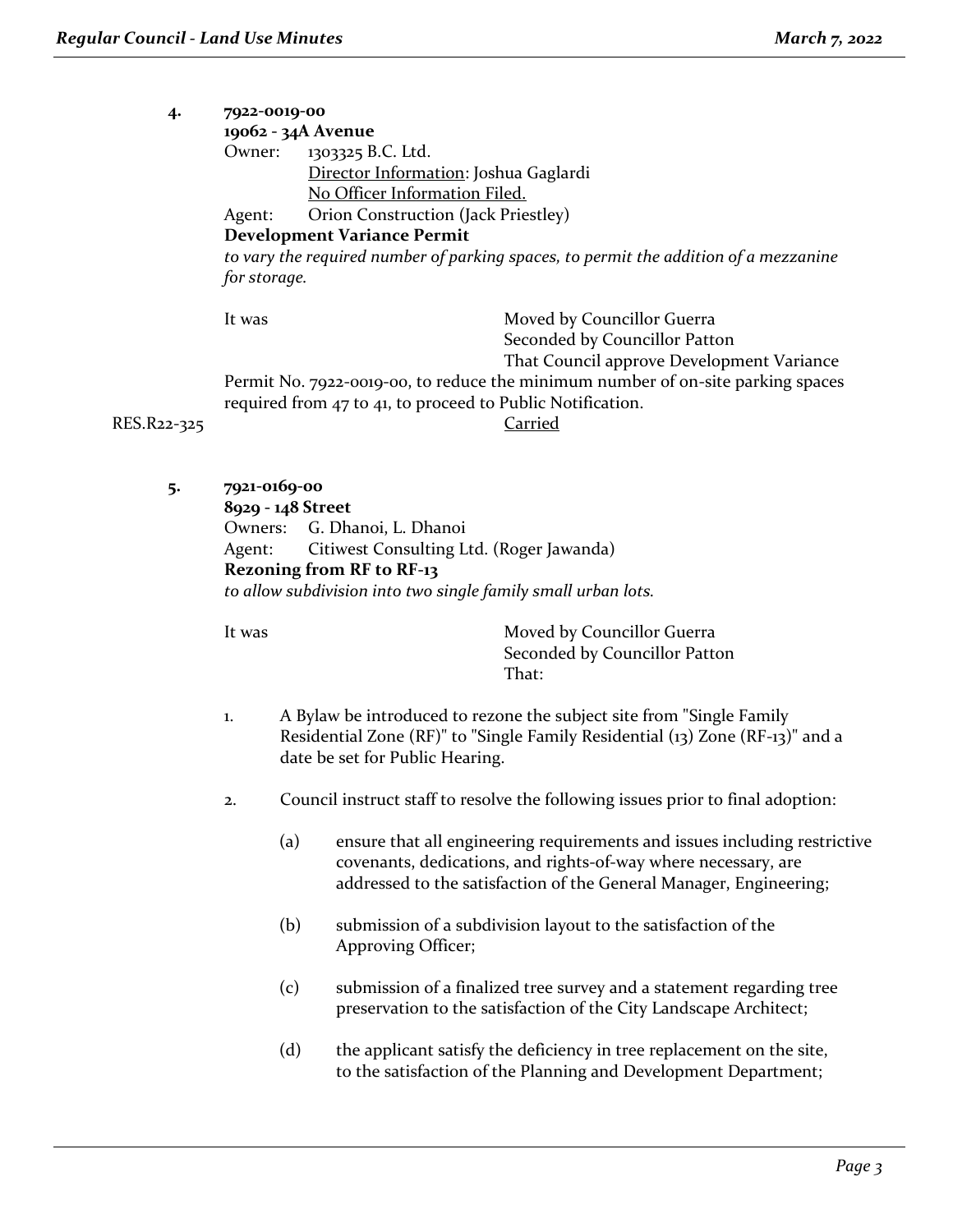**4. 7922-0019-00**
**19062 - 34A Avenue**

Owner: 1303325 B.C. Ltd.
Director Information: Joshua Gaglardi
No Officer Information Filed.

Agent: Orion Construction (Jack Priestley)

**Development Variance Permit**

*to vary the required number of parking spaces, to permit the addition of a mezzanine for storage.*

It was Moved by Councillor Guerra
Seconded by Councillor Patton
That Council approve Development Variance Permit No. 7922-0019-00, to reduce the minimum number of on-site parking spaces required from 47 to 41, to proceed to Public Notification.

RES.R22-325 Carried

**5. 7921-0169-00**
**8929 - 148 Street**

Owners: G. Dhanoi, L. Dhanoi

Agent: Citiwest Consulting Ltd. (Roger Jawanda)

**Rezoning from RF to RF-13**

*to allow subdivision into two single family small urban lots.*

It was Moved by Councillor Guerra
Seconded by Councillor Patton
That:

1. A Bylaw be introduced to rezone the subject site from "Single Family Residential Zone (RF)" to "Single Family Residential (13) Zone (RF-13)" and a date be set for Public Hearing.

2. Council instruct staff to resolve the following issues prior to final adoption:

   (a) ensure that all engineering requirements and issues including restrictive covenants, dedications, and rights-of-way where necessary, are addressed to the satisfaction of the General Manager, Engineering;

   (b) submission of a subdivision layout to the satisfaction of the Approving Officer;

   (c) submission of a finalized tree survey and a statement regarding tree preservation to the satisfaction of the City Landscape Architect;

   (d) the applicant satisfy the deficiency in tree replacement on the site, to the satisfaction of the Planning and Development Department;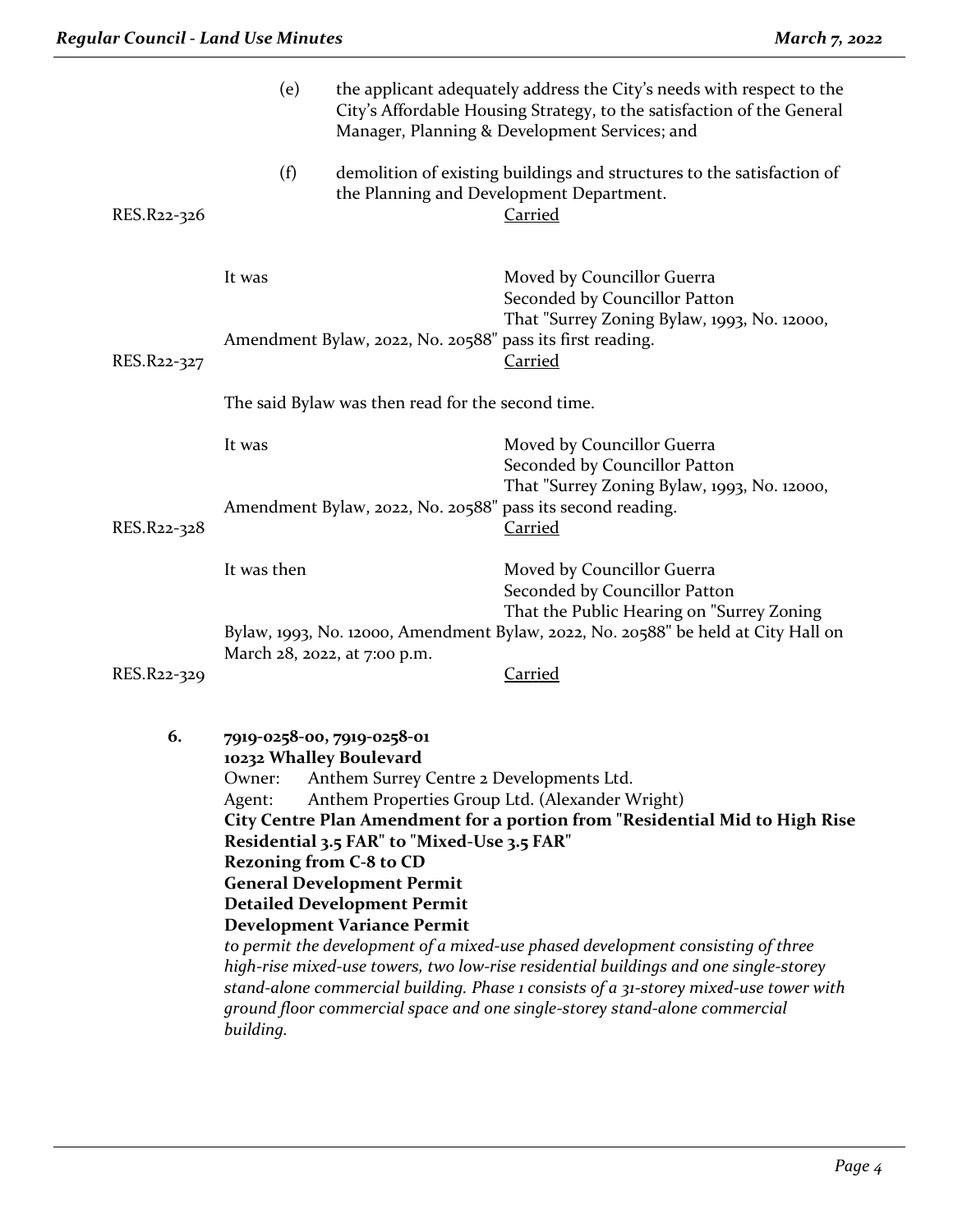(e) the applicant adequately address the City's needs with respect to the City's Affordable Housing Strategy, to the satisfaction of the General Manager, Planning & Development Services; and

(f) demolition of existing buildings and structures to the satisfaction of the Planning and Development Department.

RES.R22-326 Carried

It was Moved by Councillor Guerra
Seconded by Councillor Patton
That "Surrey Zoning Bylaw, 1993, No. 12000, Amendment Bylaw, 2022, No. 20588" pass its first reading.

RES.R22-327 Carried

The said Bylaw was then read for the second time.

It was Moved by Councillor Guerra
Seconded by Councillor Patton
That "Surrey Zoning Bylaw, 1993, No. 12000, Amendment Bylaw, 2022, No. 20588" pass its second reading.

RES.R22-328 Carried

It was then Moved by Councillor Guerra
Seconded by Councillor Patton
That the Public Hearing on "Surrey Zoning Bylaw, 1993, No. 12000, Amendment Bylaw, 2022, No. 20588" be held at City Hall on March 28, 2022, at 7:00 p.m.

RES.R22-329 Carried

**6. 7919-0258-00, 7919-0258-01**
**10232 Whalley Boulevard**
Owner: Anthem Surrey Centre 2 Developments Ltd.
Agent: Anthem Properties Group Ltd. (Alexander Wright)
**City Centre Plan Amendment for a portion from "Residential Mid to High Rise Residential 3.5 FAR" to "Mixed-Use 3.5 FAR"**
**Rezoning from C-8 to CD**
**General Development Permit**
**Detailed Development Permit**
**Development Variance Permit**
*to permit the development of a mixed-use phased development consisting of three high-rise mixed-use towers, two low-rise residential buildings and one single-storey stand-alone commercial building. Phase 1 consists of a 31-storey mixed-use tower with ground floor commercial space and one single-storey stand-alone commercial building.*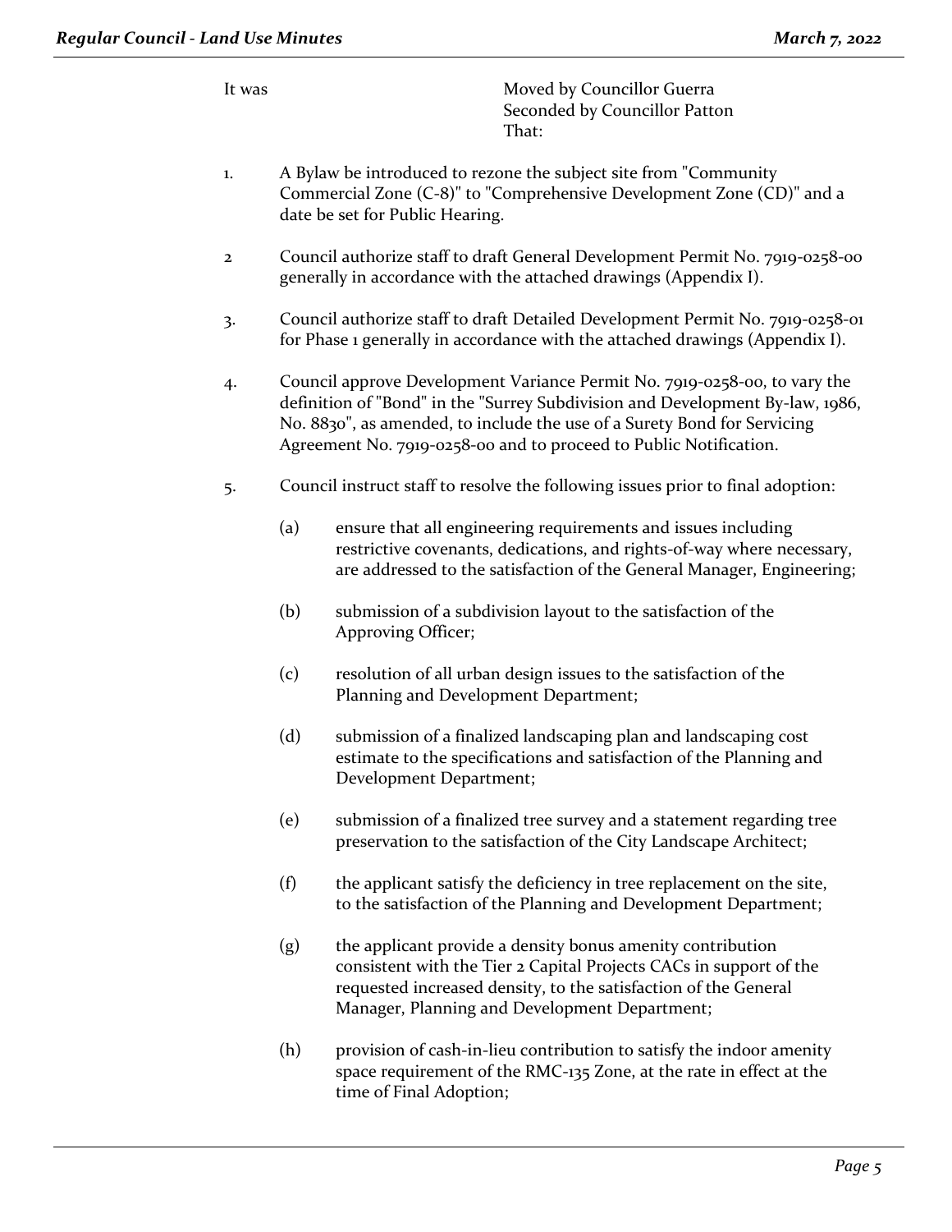It was Moved by Councillor Guerra
Seconded by Councillor Patton
That:

1. A Bylaw be introduced to rezone the subject site from "Community Commercial Zone (C-8)" to "Comprehensive Development Zone (CD)" and a date be set for Public Hearing.

2 Council authorize staff to draft General Development Permit No. 7919-0258-00 generally in accordance with the attached drawings (Appendix I).

3. Council authorize staff to draft Detailed Development Permit No. 7919-0258-01 for Phase 1 generally in accordance with the attached drawings (Appendix I).

4. Council approve Development Variance Permit No. 7919-0258-00, to vary the definition of "Bond" in the "Surrey Subdivision and Development By-law, 1986, No. 8830", as amended, to include the use of a Surety Bond for Servicing Agreement No. 7919-0258-00 and to proceed to Public Notification.

5. Council instruct staff to resolve the following issues prior to final adoption:

   (a) ensure that all engineering requirements and issues including restrictive covenants, dedications, and rights-of-way where necessary, are addressed to the satisfaction of the General Manager, Engineering;

   (b) submission of a subdivision layout to the satisfaction of the Approving Officer;

   (c) resolution of all urban design issues to the satisfaction of the Planning and Development Department;

   (d) submission of a finalized landscaping plan and landscaping cost estimate to the specifications and satisfaction of the Planning and Development Department;

   (e) submission of a finalized tree survey and a statement regarding tree preservation to the satisfaction of the City Landscape Architect;

   (f) the applicant satisfy the deficiency in tree replacement on the site, to the satisfaction of the Planning and Development Department;

   (g) the applicant provide a density bonus amenity contribution consistent with the Tier 2 Capital Projects CACs in support of the requested increased density, to the satisfaction of the General Manager, Planning and Development Department;

   (h) provision of cash-in-lieu contribution to satisfy the indoor amenity space requirement of the RMC-135 Zone, at the rate in effect at the time of Final Adoption;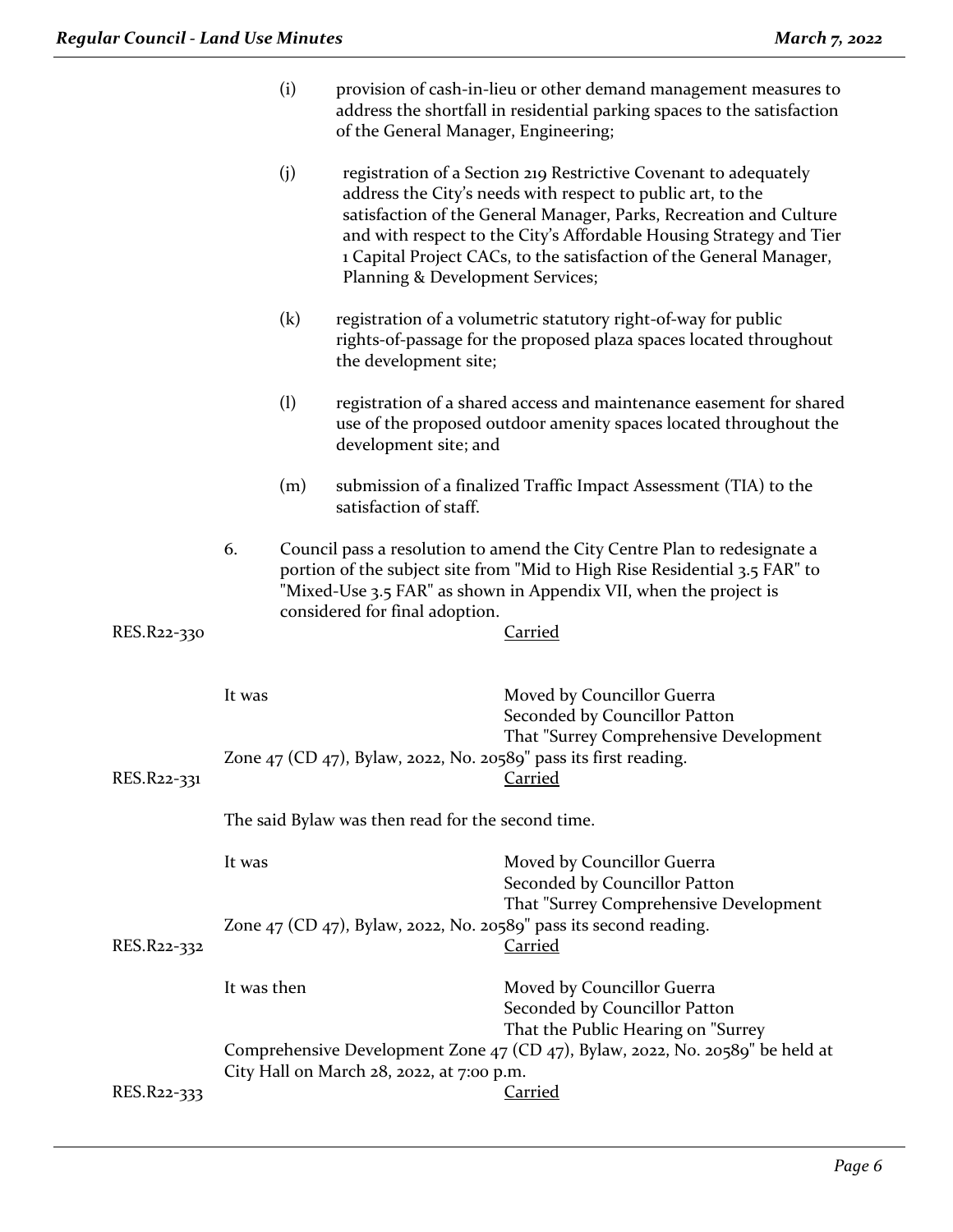(i) provision of cash-in-lieu or other demand management measures to address the shortfall in residential parking spaces to the satisfaction of the General Manager, Engineering;

(j) registration of a Section 219 Restrictive Covenant to adequately address the City's needs with respect to public art, to the satisfaction of the General Manager, Parks, Recreation and Culture and with respect to the City's Affordable Housing Strategy and Tier 1 Capital Project CACs, to the satisfaction of the General Manager, Planning & Development Services;

(k) registration of a volumetric statutory right-of-way for public rights-of-passage for the proposed plaza spaces located throughout the development site;

(l) registration of a shared access and maintenance easement for shared use of the proposed outdoor amenity spaces located throughout the development site; and

(m) submission of a finalized Traffic Impact Assessment (TIA) to the satisfaction of staff.

6. Council pass a resolution to amend the City Centre Plan to redesignate a portion of the subject site from "Mid to High Rise Residential 3.5 FAR" to "Mixed-Use 3.5 FAR" as shown in Appendix VII, when the project is considered for final adoption.

RES.R22-330 Carried

It was Moved by Councillor Guerra
Seconded by Councillor Patton
That "Surrey Comprehensive Development Zone 47 (CD 47), Bylaw, 2022, No. 20589" pass its first reading.

RES.R22-331 Carried

The said Bylaw was then read for the second time.

It was Moved by Councillor Guerra
Seconded by Councillor Patton
That "Surrey Comprehensive Development Zone 47 (CD 47), Bylaw, 2022, No. 20589" pass its second reading.

RES.R22-332 Carried

It was then Moved by Councillor Guerra
Seconded by Councillor Patton
That the Public Hearing on "Surrey Comprehensive Development Zone 47 (CD 47), Bylaw, 2022, No. 20589" be held at City Hall on March 28, 2022, at 7:00 p.m.

RES.R22-333 Carried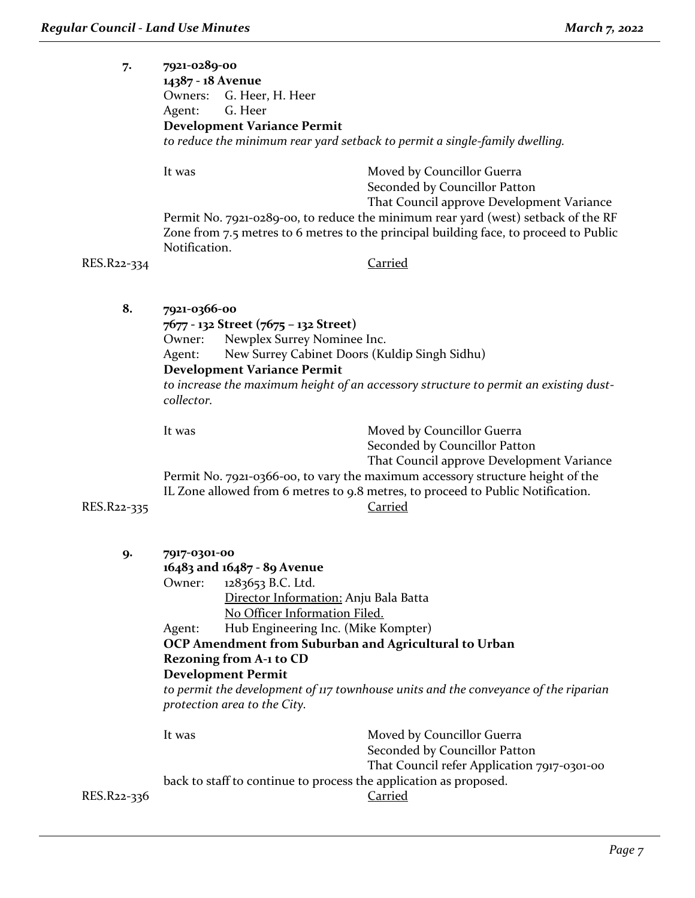**7. 7921-0289-00**
**14387 - 18 Avenue**
Owners: G. Heer, H. Heer
Agent: G. Heer
**Development Variance Permit**
*to reduce the minimum rear yard setback to permit a single-family dwelling.*

It was Moved by Councillor Guerra
Seconded by Councillor Patton
That Council approve Development Variance Permit No. 7921-0289-00, to reduce the minimum rear yard (west) setback of the RF Zone from 7.5 metres to 6 metres to the principal building face, to proceed to Public Notification.

RES.R22-334 Carried

**8. 7921-0366-00**
**7677 - 132 Street (7675 – 132 Street)**
Owner: Newplex Surrey Nominee Inc.
Agent: New Surrey Cabinet Doors (Kuldip Singh Sidhu)
**Development Variance Permit**
*to increase the maximum height of an accessory structure to permit an existing dust-collector.*

It was Moved by Councillor Guerra
Seconded by Councillor Patton
That Council approve Development Variance Permit No. 7921-0366-00, to vary the maximum accessory structure height of the IL Zone allowed from 6 metres to 9.8 metres, to proceed to Public Notification.

RES.R22-335 Carried

**9. 7917-0301-00**
**16483 and 16487 - 89 Avenue**
Owner: 1283653 B.C. Ltd.
Director Information: Anju Bala Batta
No Officer Information Filed.
Agent: Hub Engineering Inc. (Mike Kompter)
**OCP Amendment from Suburban and Agricultural to Urban**
**Rezoning from A-1 to CD**
**Development Permit**
*to permit the development of 117 townhouse units and the conveyance of the riparian protection area to the City.*

It was Moved by Councillor Guerra
Seconded by Councillor Patton
That Council refer Application 7917-0301-00 back to staff to continue to process the application as proposed.

RES.R22-336 Carried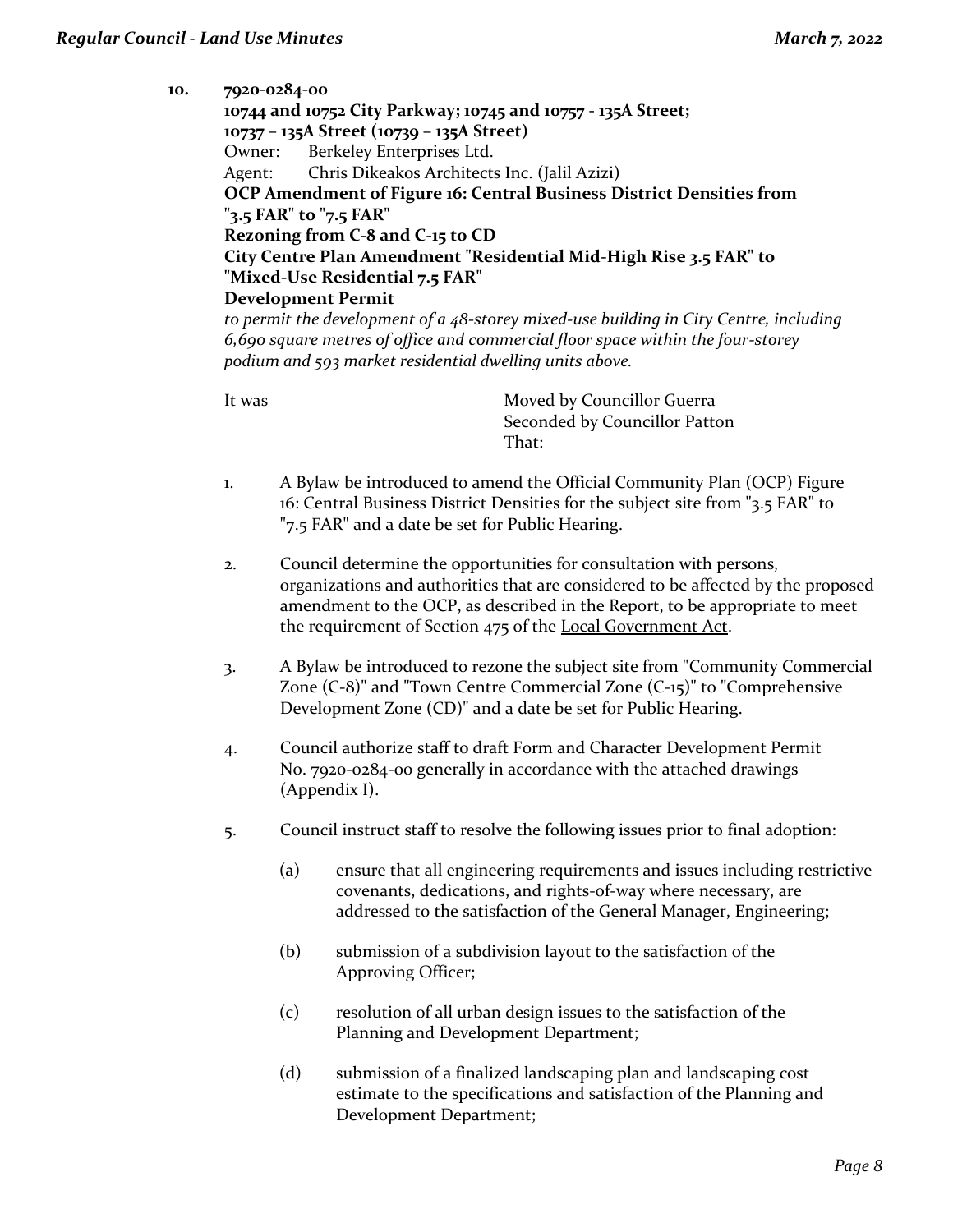10. **7920-0284-00**
**10744 and 10752 City Parkway; 10745 and 10757 - 135A Street;**
**10737 – 135A Street (10739 – 135A Street)**
Owner: Berkeley Enterprises Ltd.
Agent: Chris Dikeakos Architects Inc. (Jalil Azizi)
**OCP Amendment of Figure 16: Central Business District Densities from "3.5 FAR" to "7.5 FAR"**
**Rezoning from C-8 and C-15 to CD**
**City Centre Plan Amendment "Residential Mid-High Rise 3.5 FAR" to "Mixed-Use Residential 7.5 FAR"**
**Development Permit**
*to permit the development of a 48-storey mixed-use building in City Centre, including 6,690 square metres of office and commercial floor space within the four-storey podium and 593 market residential dwelling units above.*

It was Moved by Councillor Guerra
Seconded by Councillor Patton
That:

1. A Bylaw be introduced to amend the Official Community Plan (OCP) Figure 16: Central Business District Densities for the subject site from "3.5 FAR" to "7.5 FAR" and a date be set for Public Hearing.

2. Council determine the opportunities for consultation with persons, organizations and authorities that are considered to be affected by the proposed amendment to the OCP, as described in the Report, to be appropriate to meet the requirement of Section 475 of the Local Government Act.

3. A Bylaw be introduced to rezone the subject site from "Community Commercial Zone (C-8)" and "Town Centre Commercial Zone (C-15)" to "Comprehensive Development Zone (CD)" and a date be set for Public Hearing.

4. Council authorize staff to draft Form and Character Development Permit No. 7920-0284-00 generally in accordance with the attached drawings (Appendix I).

5. Council instruct staff to resolve the following issues prior to final adoption:

   (a) ensure that all engineering requirements and issues including restrictive covenants, dedications, and rights-of-way where necessary, are addressed to the satisfaction of the General Manager, Engineering;

   (b) submission of a subdivision layout to the satisfaction of the Approving Officer;

   (c) resolution of all urban design issues to the satisfaction of the Planning and Development Department;

   (d) submission of a finalized landscaping plan and landscaping cost estimate to the specifications and satisfaction of the Planning and Development Department;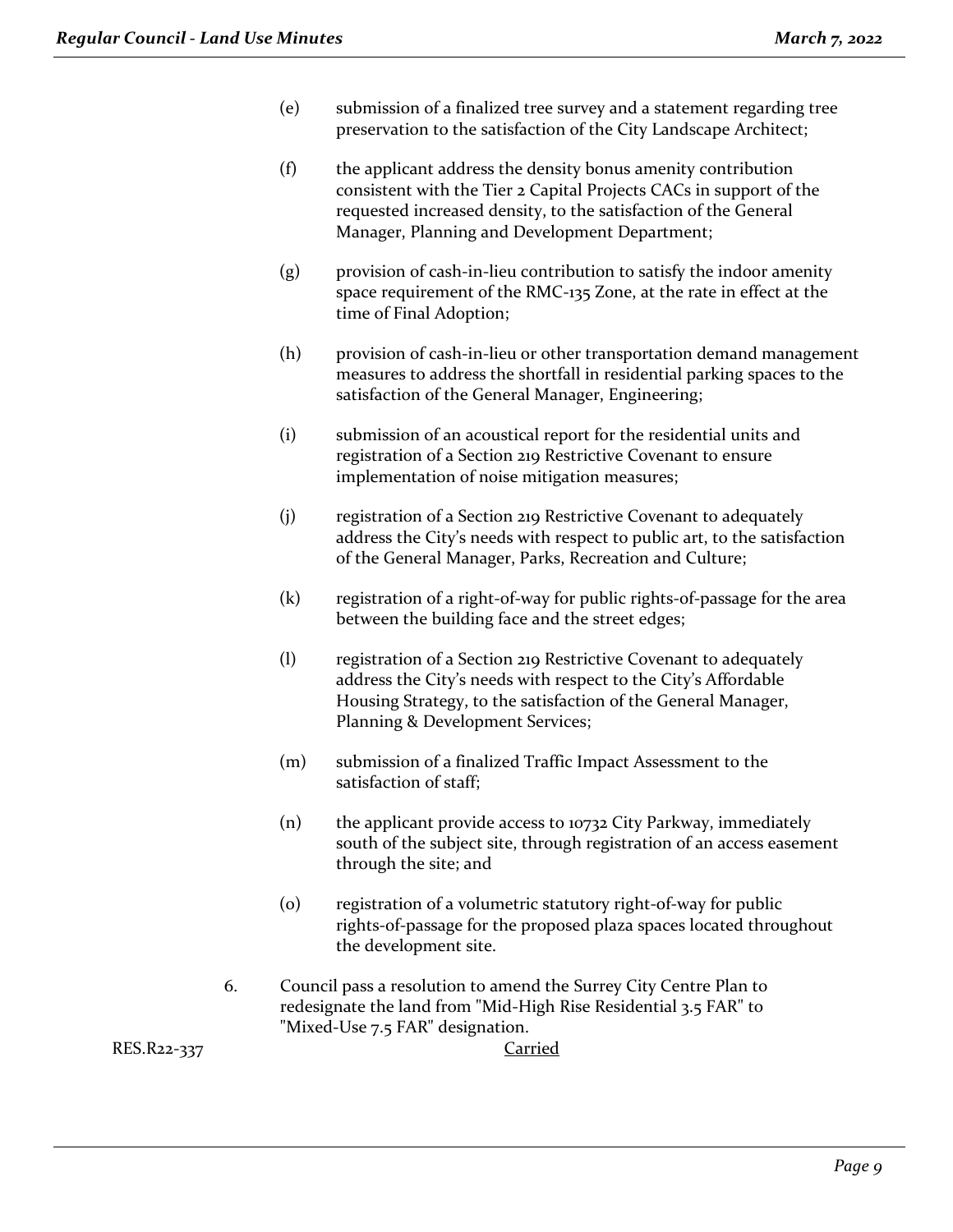(e) submission of a finalized tree survey and a statement regarding tree preservation to the satisfaction of the City Landscape Architect;

(f) the applicant address the density bonus amenity contribution consistent with the Tier 2 Capital Projects CACs in support of the requested increased density, to the satisfaction of the General Manager, Planning and Development Department;

(g) provision of cash-in-lieu contribution to satisfy the indoor amenity space requirement of the RMC-135 Zone, at the rate in effect at the time of Final Adoption;

(h) provision of cash-in-lieu or other transportation demand management measures to address the shortfall in residential parking spaces to the satisfaction of the General Manager, Engineering;

(i) submission of an acoustical report for the residential units and registration of a Section 219 Restrictive Covenant to ensure implementation of noise mitigation measures;

(j) registration of a Section 219 Restrictive Covenant to adequately address the City's needs with respect to public art, to the satisfaction of the General Manager, Parks, Recreation and Culture;

(k) registration of a right-of-way for public rights-of-passage for the area between the building face and the street edges;

(l) registration of a Section 219 Restrictive Covenant to adequately address the City's needs with respect to the City's Affordable Housing Strategy, to the satisfaction of the General Manager, Planning & Development Services;

(m) submission of a finalized Traffic Impact Assessment to the satisfaction of staff;

(n) the applicant provide access to 10732 City Parkway, immediately south of the subject site, through registration of an access easement through the site; and

(o) registration of a volumetric statutory right-of-way for public rights-of-passage for the proposed plaza spaces located throughout the development site.

6. Council pass a resolution to amend the Surrey City Centre Plan to redesignate the land from "Mid-High Rise Residential 3.5 FAR" to "Mixed-Use 7.5 FAR" designation.

RES.R22-337 Carried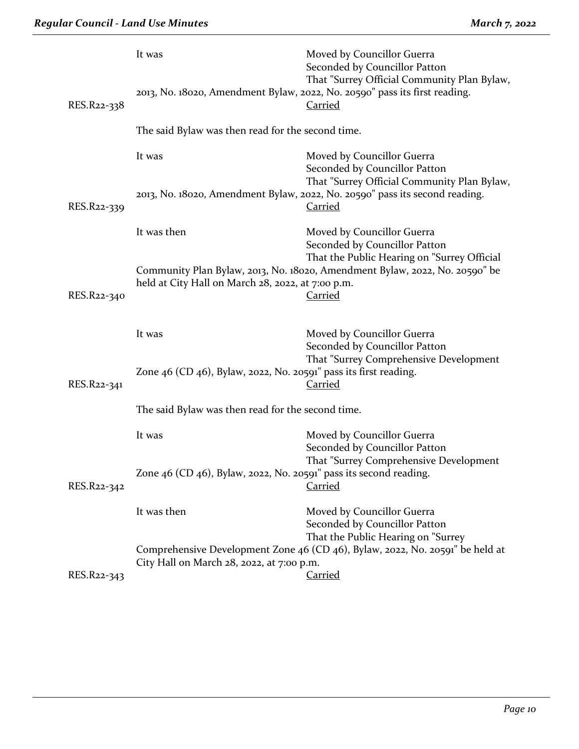It was Moved by Councillor Guerra
Seconded by Councillor Patton
That "Surrey Official Community Plan Bylaw, 2013, No. 18020, Amendment Bylaw, 2022, No. 20590" pass its first reading.

RES.R22-338 Carried

The said Bylaw was then read for the second time.

It was Moved by Councillor Guerra
Seconded by Councillor Patton
That "Surrey Official Community Plan Bylaw, 2013, No. 18020, Amendment Bylaw, 2022, No. 20590" pass its second reading.

RES.R22-339 Carried

It was then Moved by Councillor Guerra
Seconded by Councillor Patton
That the Public Hearing on "Surrey Official Community Plan Bylaw, 2013, No. 18020, Amendment Bylaw, 2022, No. 20590" be held at City Hall on March 28, 2022, at 7:00 p.m.

RES.R22-340 Carried

It was Moved by Councillor Guerra
Seconded by Councillor Patton
That "Surrey Comprehensive Development Zone 46 (CD 46), Bylaw, 2022, No. 20591" pass its first reading.

RES.R22-341 Carried

The said Bylaw was then read for the second time.

It was Moved by Councillor Guerra
Seconded by Councillor Patton
That "Surrey Comprehensive Development Zone 46 (CD 46), Bylaw, 2022, No. 20591" pass its second reading.

RES.R22-342 Carried

It was then Moved by Councillor Guerra
Seconded by Councillor Patton
That the Public Hearing on "Surrey Comprehensive Development Zone 46 (CD 46), Bylaw, 2022, No. 20591" be held at City Hall on March 28, 2022, at 7:00 p.m.

RES.R22-343 Carried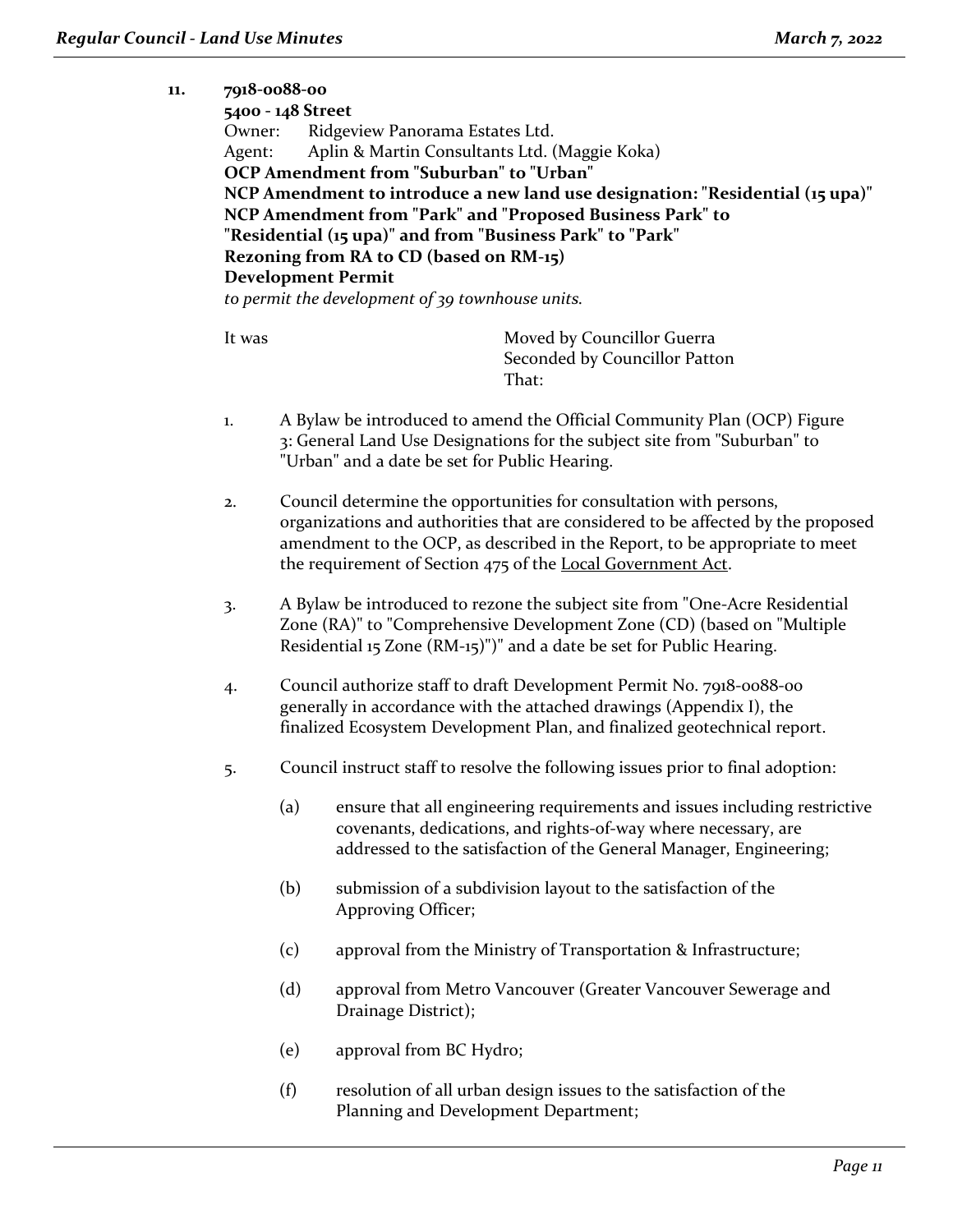11. **7918-0088-00**
**5400 - 148 Street**
Owner: Ridgeview Panorama Estates Ltd.
Agent: Aplin & Martin Consultants Ltd. (Maggie Koka)
**OCP Amendment from "Suburban" to "Urban"**
**NCP Amendment to introduce a new land use designation: "Residential (15 upa)"**
**NCP Amendment from "Park" and "Proposed Business Park" to "Residential (15 upa)" and from "Business Park" to "Park"**
**Rezoning from RA to CD (based on RM-15)**
**Development Permit**
*to permit the development of 39 townhouse units.*

It was Moved by Councillor Guerra
Seconded by Councillor Patton
That:

1. A Bylaw be introduced to amend the Official Community Plan (OCP) Figure 3: General Land Use Designations for the subject site from "Suburban" to "Urban" and a date be set for Public Hearing.

2. Council determine the opportunities for consultation with persons, organizations and authorities that are considered to be affected by the proposed amendment to the OCP, as described in the Report, to be appropriate to meet the requirement of Section 475 of the Local Government Act.

3. A Bylaw be introduced to rezone the subject site from "One-Acre Residential Zone (RA)" to "Comprehensive Development Zone (CD) (based on "Multiple Residential 15 Zone (RM-15)")" and a date be set for Public Hearing.

4. Council authorize staff to draft Development Permit No. 7918-0088-00 generally in accordance with the attached drawings (Appendix I), the finalized Ecosystem Development Plan, and finalized geotechnical report.

5. Council instruct staff to resolve the following issues prior to final adoption:

   (a) ensure that all engineering requirements and issues including restrictive covenants, dedications, and rights-of-way where necessary, are addressed to the satisfaction of the General Manager, Engineering;

   (b) submission of a subdivision layout to the satisfaction of the Approving Officer;

   (c) approval from the Ministry of Transportation & Infrastructure;

   (d) approval from Metro Vancouver (Greater Vancouver Sewerage and Drainage District);

   (e) approval from BC Hydro;

   (f) resolution of all urban design issues to the satisfaction of the Planning and Development Department;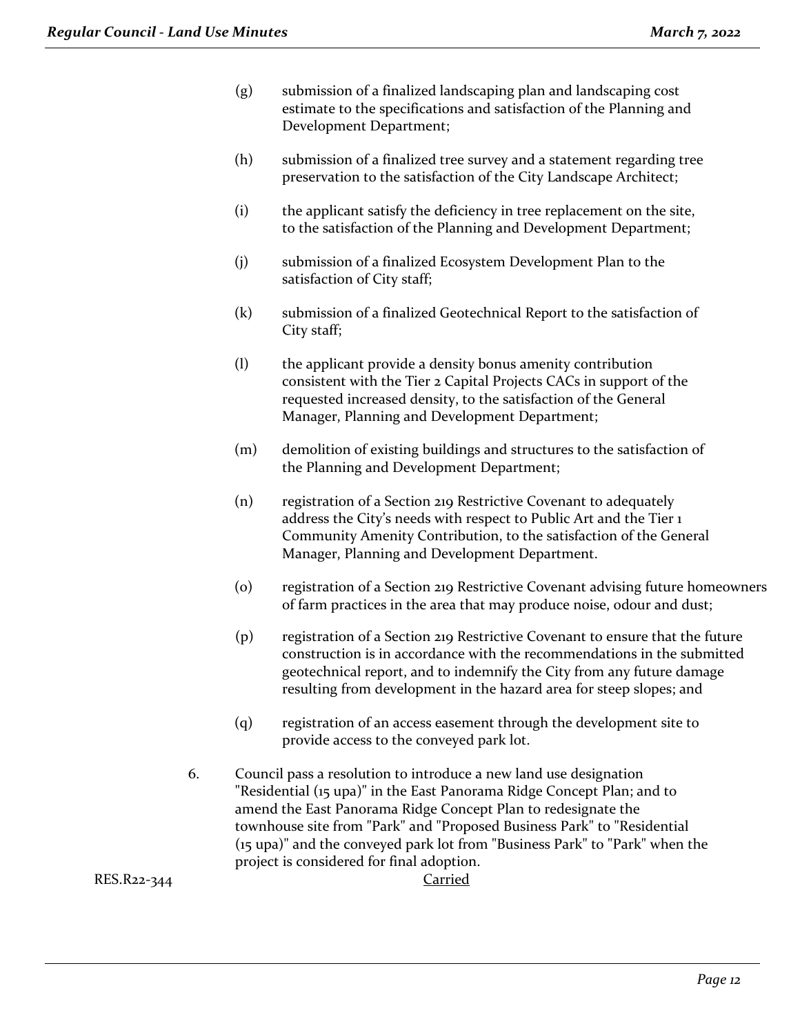(g) submission of a finalized landscaping plan and landscaping cost estimate to the specifications and satisfaction of the Planning and Development Department;

(h) submission of a finalized tree survey and a statement regarding tree preservation to the satisfaction of the City Landscape Architect;

(i) the applicant satisfy the deficiency in tree replacement on the site, to the satisfaction of the Planning and Development Department;

(j) submission of a finalized Ecosystem Development Plan to the satisfaction of City staff;

(k) submission of a finalized Geotechnical Report to the satisfaction of City staff;

(l) the applicant provide a density bonus amenity contribution consistent with the Tier 2 Capital Projects CACs in support of the requested increased density, to the satisfaction of the General Manager, Planning and Development Department;

(m) demolition of existing buildings and structures to the satisfaction of the Planning and Development Department;

(n) registration of a Section 219 Restrictive Covenant to adequately address the City's needs with respect to Public Art and the Tier 1 Community Amenity Contribution, to the satisfaction of the General Manager, Planning and Development Department.

(o) registration of a Section 219 Restrictive Covenant advising future homeowners of farm practices in the area that may produce noise, odour and dust;

(p) registration of a Section 219 Restrictive Covenant to ensure that the future construction is in accordance with the recommendations in the submitted geotechnical report, and to indemnify the City from any future damage resulting from development in the hazard area for steep slopes; and

(q) registration of an access easement through the development site to provide access to the conveyed park lot.

6. Council pass a resolution to introduce a new land use designation "Residential (15 upa)" in the East Panorama Ridge Concept Plan; and to amend the East Panorama Ridge Concept Plan to redesignate the townhouse site from "Park" and "Proposed Business Park" to "Residential (15 upa)" and the conveyed park lot from "Business Park" to "Park" when the project is considered for final adoption.

RES.R22-344 Carried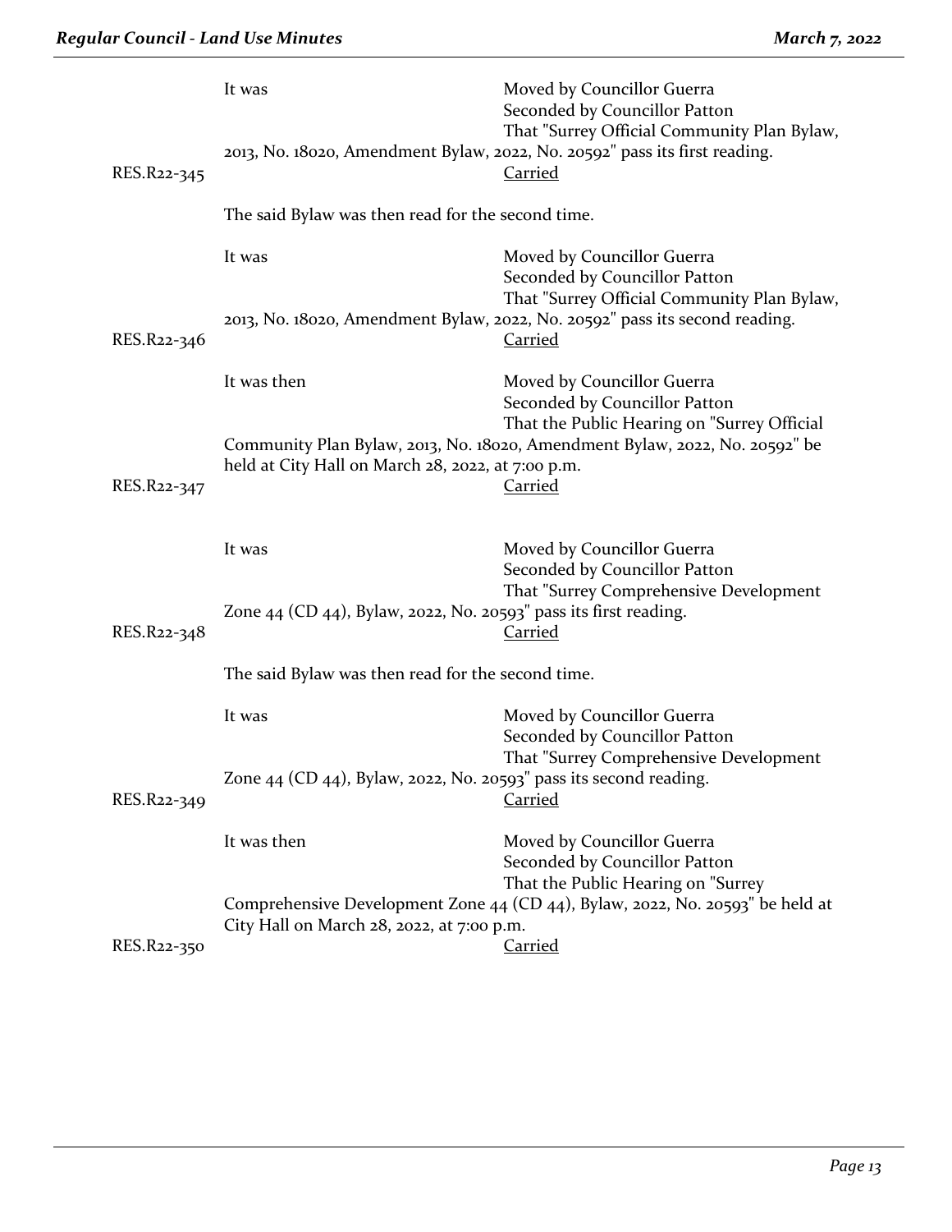It was Moved by Councillor Guerra
Seconded by Councillor Patton
That "Surrey Official Community Plan Bylaw, 2013, No. 18020, Amendment Bylaw, 2022, No. 20592" pass its first reading.

RES.R22-345 Carried

The said Bylaw was then read for the second time.

It was Moved by Councillor Guerra
Seconded by Councillor Patton
That "Surrey Official Community Plan Bylaw, 2013, No. 18020, Amendment Bylaw, 2022, No. 20592" pass its second reading.

RES.R22-346 Carried

It was then Moved by Councillor Guerra
Seconded by Councillor Patton
That the Public Hearing on "Surrey Official Community Plan Bylaw, 2013, No. 18020, Amendment Bylaw, 2022, No. 20592" be held at City Hall on March 28, 2022, at 7:00 p.m.

RES.R22-347 Carried

It was Moved by Councillor Guerra
Seconded by Councillor Patton
That "Surrey Comprehensive Development Zone 44 (CD 44), Bylaw, 2022, No. 20593" pass its first reading.

RES.R22-348 Carried

The said Bylaw was then read for the second time.

It was Moved by Councillor Guerra
Seconded by Councillor Patton
That "Surrey Comprehensive Development Zone 44 (CD 44), Bylaw, 2022, No. 20593" pass its second reading.

RES.R22-349 Carried

It was then Moved by Councillor Guerra
Seconded by Councillor Patton
That the Public Hearing on "Surrey Comprehensive Development Zone 44 (CD 44), Bylaw, 2022, No. 20593" be held at City Hall on March 28, 2022, at 7:00 p.m.

RES.R22-350 Carried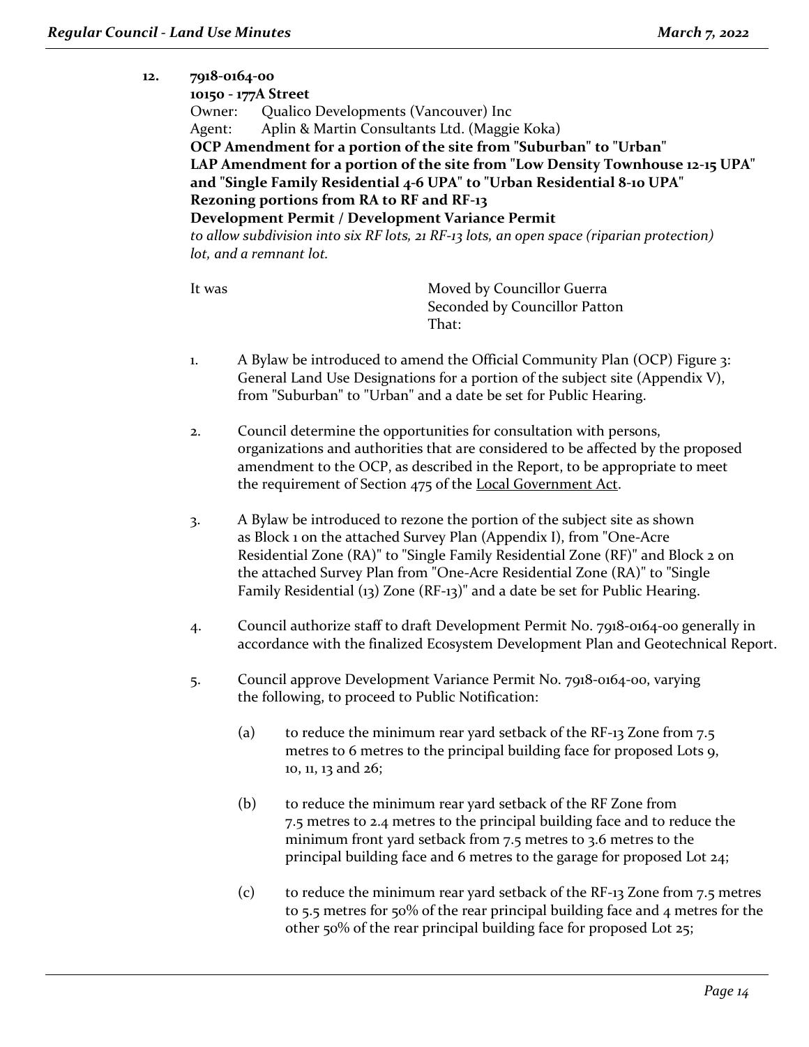12. **7918-0164-00**
    **10150 - 177A Street**
    Owner: Qualico Developments (Vancouver) Inc
    Agent: Aplin & Martin Consultants Ltd. (Maggie Koka)
    **OCP Amendment for a portion of the site from "Suburban" to "Urban"**
    **LAP Amendment for a portion of the site from "Low Density Townhouse 12-15 UPA" and "Single Family Residential 4-6 UPA" to "Urban Residential 8-10 UPA"**
    **Rezoning portions from RA to RF and RF-13**
    **Development Permit / Development Variance Permit**
    *to allow subdivision into six RF lots, 21 RF-13 lots, an open space (riparian protection) lot, and a remnant lot.*

It was Moved by Councillor Guerra
Seconded by Councillor Patton
That:

1. A Bylaw be introduced to amend the Official Community Plan (OCP) Figure 3: General Land Use Designations for a portion of the subject site (Appendix V), from "Suburban" to "Urban" and a date be set for Public Hearing.

2. Council determine the opportunities for consultation with persons, organizations and authorities that are considered to be affected by the proposed amendment to the OCP, as described in the Report, to be appropriate to meet the requirement of Section 475 of the Local Government Act.

3. A Bylaw be introduced to rezone the portion of the subject site as shown as Block 1 on the attached Survey Plan (Appendix I), from "One-Acre Residential Zone (RA)" to "Single Family Residential Zone (RF)" and Block 2 on the attached Survey Plan from "One-Acre Residential Zone (RA)" to "Single Family Residential (13) Zone (RF-13)" and a date be set for Public Hearing.

4. Council authorize staff to draft Development Permit No. 7918-0164-00 generally in accordance with the finalized Ecosystem Development Plan and Geotechnical Report.

5. Council approve Development Variance Permit No. 7918-0164-00, varying the following, to proceed to Public Notification:

   (a) to reduce the minimum rear yard setback of the RF-13 Zone from 7.5 metres to 6 metres to the principal building face for proposed Lots 9, 10, 11, 13 and 26;

   (b) to reduce the minimum rear yard setback of the RF Zone from 7.5 metres to 2.4 metres to the principal building face and to reduce the minimum front yard setback from 7.5 metres to 3.6 metres to the principal building face and 6 metres to the garage for proposed Lot 24;

   (c) to reduce the minimum rear yard setback of the RF-13 Zone from 7.5 metres to 5.5 metres for 50% of the rear principal building face and 4 metres for the other 50% of the rear principal building face for proposed Lot 25;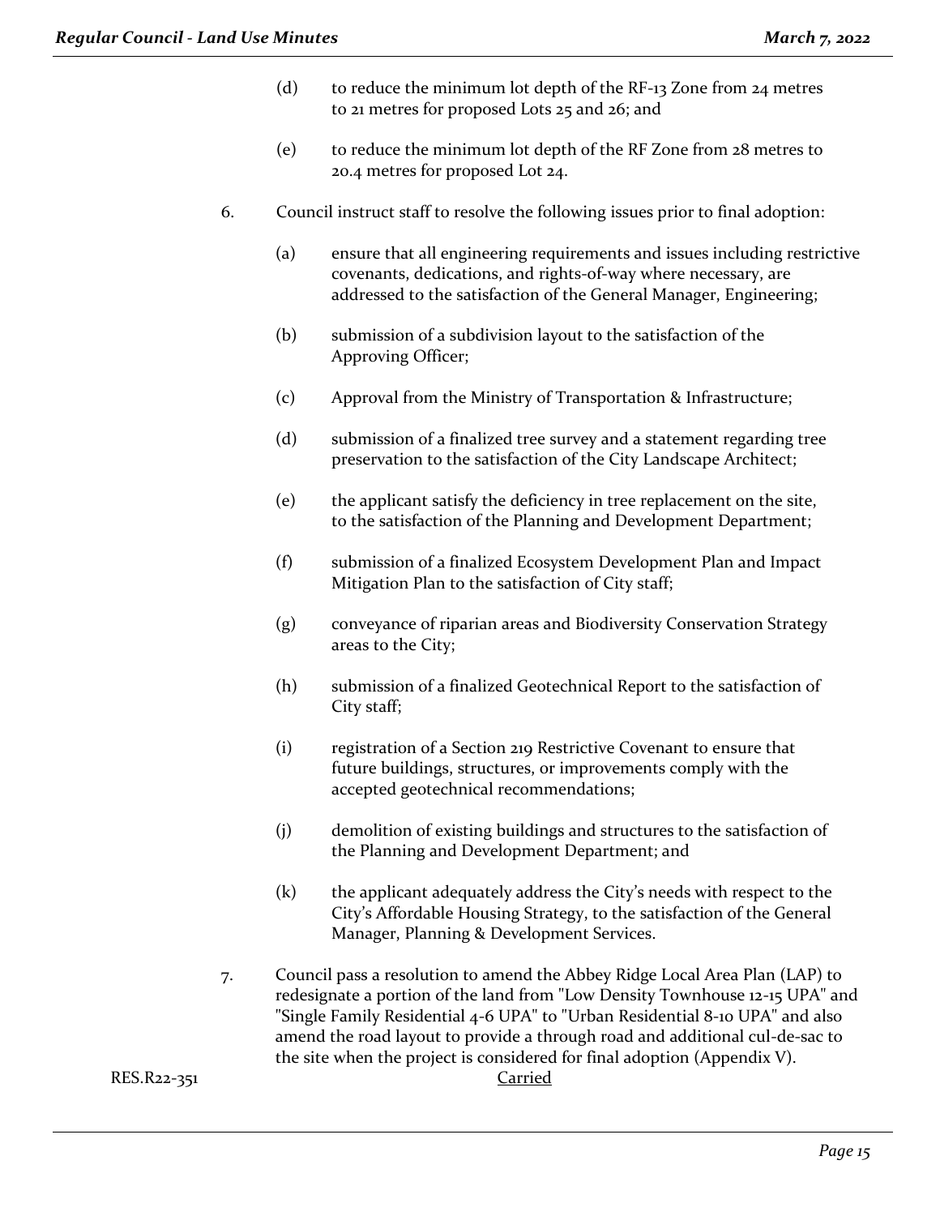(d) to reduce the minimum lot depth of the RF-13 Zone from 24 metres to 21 metres for proposed Lots 25 and 26; and

(e) to reduce the minimum lot depth of the RF Zone from 28 metres to 20.4 metres for proposed Lot 24.

6. Council instruct staff to resolve the following issues prior to final adoption:

(a) ensure that all engineering requirements and issues including restrictive covenants, dedications, and rights-of-way where necessary, are addressed to the satisfaction of the General Manager, Engineering;

(b) submission of a subdivision layout to the satisfaction of the Approving Officer;

(c) Approval from the Ministry of Transportation & Infrastructure;

(d) submission of a finalized tree survey and a statement regarding tree preservation to the satisfaction of the City Landscape Architect;

(e) the applicant satisfy the deficiency in tree replacement on the site, to the satisfaction of the Planning and Development Department;

(f) submission of a finalized Ecosystem Development Plan and Impact Mitigation Plan to the satisfaction of City staff;

(g) conveyance of riparian areas and Biodiversity Conservation Strategy areas to the City;

(h) submission of a finalized Geotechnical Report to the satisfaction of City staff;

(i) registration of a Section 219 Restrictive Covenant to ensure that future buildings, structures, or improvements comply with the accepted geotechnical recommendations;

(j) demolition of existing buildings and structures to the satisfaction of the Planning and Development Department; and

(k) the applicant adequately address the City's needs with respect to the City's Affordable Housing Strategy, to the satisfaction of the General Manager, Planning & Development Services.

7. Council pass a resolution to amend the Abbey Ridge Local Area Plan (LAP) to redesignate a portion of the land from "Low Density Townhouse 12-15 UPA" and "Single Family Residential 4-6 UPA" to "Urban Residential 8-10 UPA" and also amend the road layout to provide a through road and additional cul-de-sac to the site when the project is considered for final adoption (Appendix V).

RES.R22-351 Carried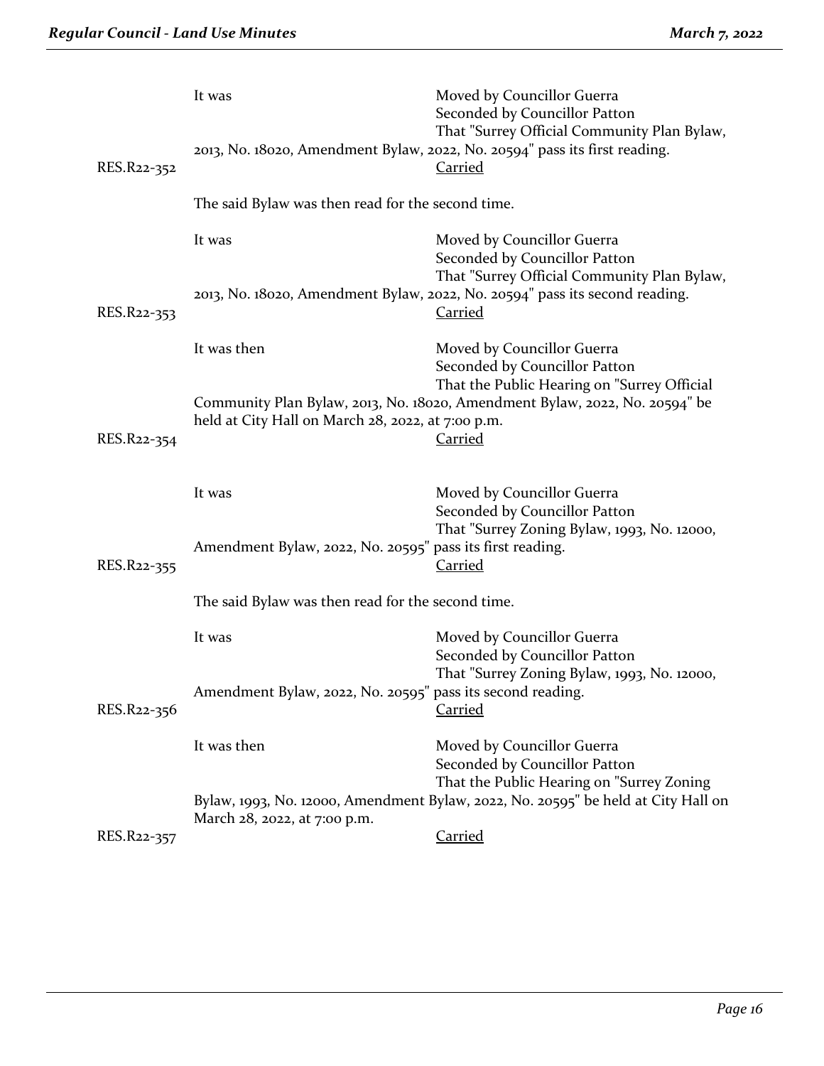It was Moved by Councillor Guerra
Seconded by Councillor Patton
That "Surrey Official Community Plan Bylaw, 2013, No. 18020, Amendment Bylaw, 2022, No. 20594" pass its first reading.

RES.R22-352 Carried

The said Bylaw was then read for the second time.

It was Moved by Councillor Guerra
Seconded by Councillor Patton
That "Surrey Official Community Plan Bylaw, 2013, No. 18020, Amendment Bylaw, 2022, No. 20594" pass its second reading.

RES.R22-353 Carried

It was then Moved by Councillor Guerra
Seconded by Councillor Patton
That the Public Hearing on "Surrey Official Community Plan Bylaw, 2013, No. 18020, Amendment Bylaw, 2022, No. 20594" be held at City Hall on March 28, 2022, at 7:00 p.m.

RES.R22-354 Carried

It was Moved by Councillor Guerra
Seconded by Councillor Patton
That "Surrey Zoning Bylaw, 1993, No. 12000, Amendment Bylaw, 2022, No. 20595" pass its first reading.

RES.R22-355 Carried

The said Bylaw was then read for the second time.

It was Moved by Councillor Guerra
Seconded by Councillor Patton
That "Surrey Zoning Bylaw, 1993, No. 12000, Amendment Bylaw, 2022, No. 20595" pass its second reading.

RES.R22-356 Carried

It was then Moved by Councillor Guerra
Seconded by Councillor Patton
That the Public Hearing on "Surrey Zoning Bylaw, 1993, No. 12000, Amendment Bylaw, 2022, No. 20595" be held at City Hall on March 28, 2022, at 7:00 p.m.

RES.R22-357 Carried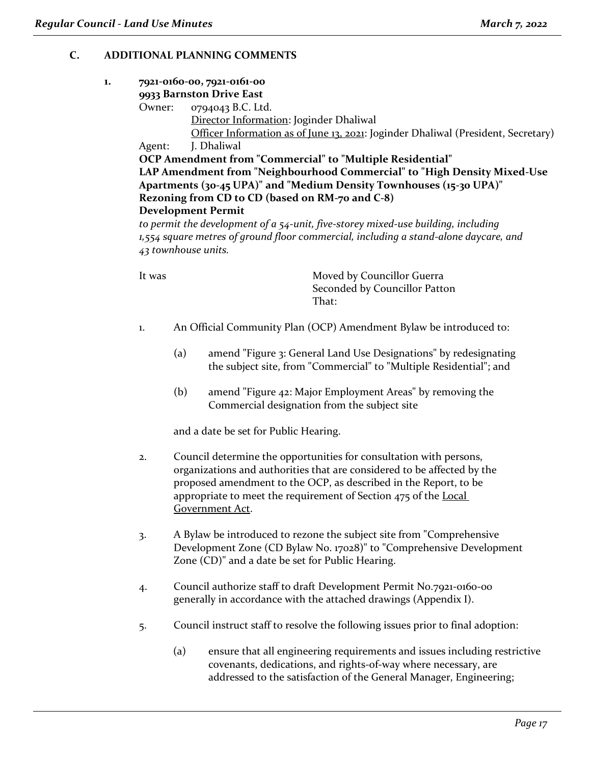## C. ADDITIONAL PLANNING COMMENTS

**1. 7921-0160-00, 7921-0161-00**
**9933 Barnston Drive East**

Owner: 0794043 B.C. Ltd.
Director Information: Joginder Dhaliwal
Officer Information as of June 13, 2021: Joginder Dhaliwal (President, Secretary)
Agent: J. Dhaliwal

**OCP Amendment from "Commercial" to "Multiple Residential"**
**LAP Amendment from "Neighbourhood Commercial" to "High Density Mixed-Use Apartments (30-45 UPA)" and "Medium Density Townhouses (15-30 UPA)"**
**Rezoning from CD to CD (based on RM-70 and C-8)**
**Development Permit**

*to permit the development of a 54-unit, five-storey mixed-use building, including 1,554 square metres of ground floor commercial, including a stand-alone daycare, and 43 townhouse units.*

It was

Moved by Councillor Guerra
Seconded by Councillor Patton
That:

1. An Official Community Plan (OCP) Amendment Bylaw be introduced to:

   (a) amend "Figure 3: General Land Use Designations" by redesignating the subject site, from "Commercial" to "Multiple Residential"; and

   (b) amend "Figure 42: Major Employment Areas" by removing the Commercial designation from the subject site

   and a date be set for Public Hearing.

2. Council determine the opportunities for consultation with persons, organizations and authorities that are considered to be affected by the proposed amendment to the OCP, as described in the Report, to be appropriate to meet the requirement of Section 475 of the Local Government Act.

3. A Bylaw be introduced to rezone the subject site from "Comprehensive Development Zone (CD Bylaw No. 17028)" to "Comprehensive Development Zone (CD)" and a date be set for Public Hearing.

4. Council authorize staff to draft Development Permit No.7921-0160-00 generally in accordance with the attached drawings (Appendix I).

5. Council instruct staff to resolve the following issues prior to final adoption:

   (a) ensure that all engineering requirements and issues including restrictive covenants, dedications, and rights-of-way where necessary, are addressed to the satisfaction of the General Manager, Engineering;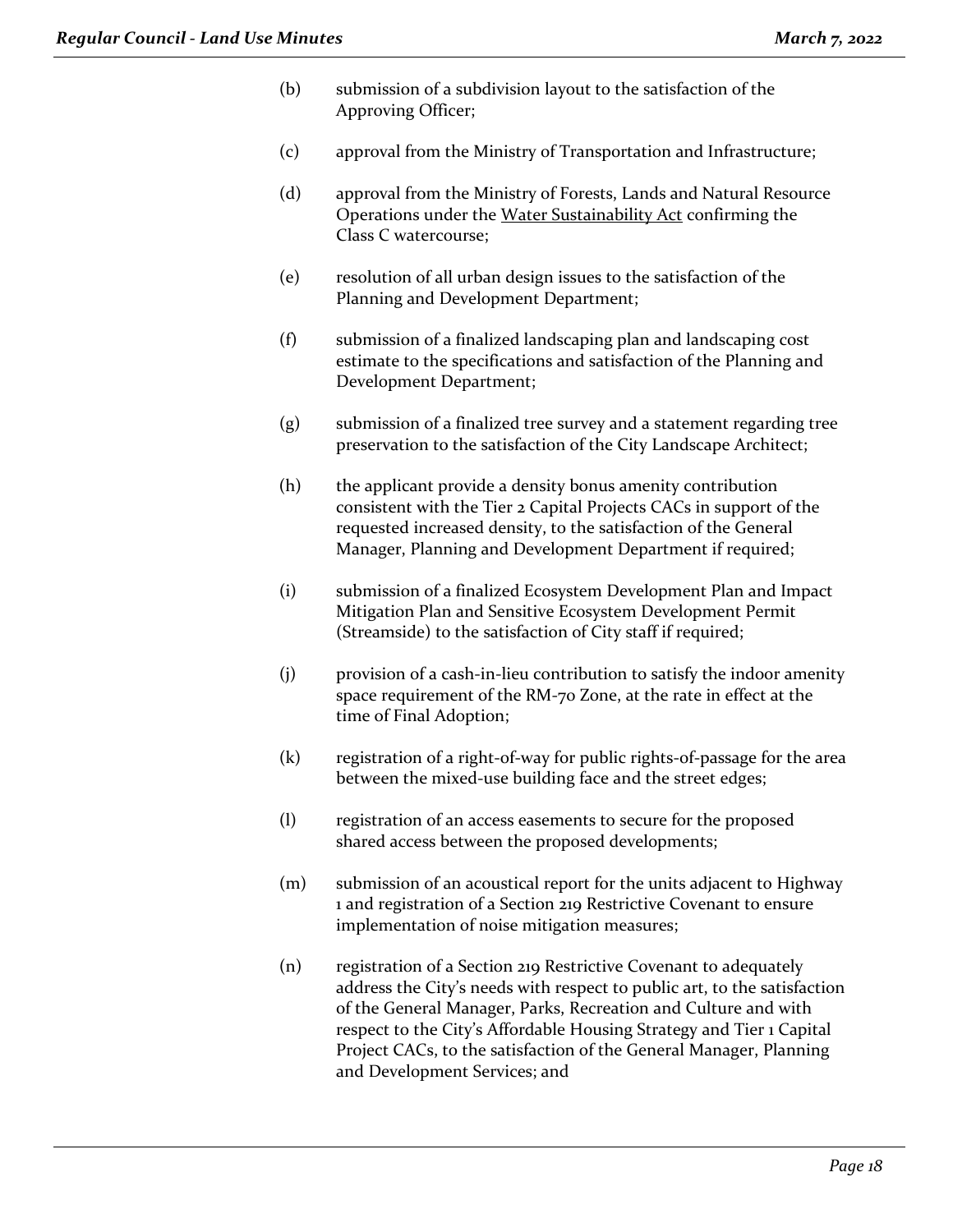(b) submission of a subdivision layout to the satisfaction of the Approving Officer;

(c) approval from the Ministry of Transportation and Infrastructure;

(d) approval from the Ministry of Forests, Lands and Natural Resource Operations under the Water Sustainability Act confirming the Class C watercourse;

(e) resolution of all urban design issues to the satisfaction of the Planning and Development Department;

(f) submission of a finalized landscaping plan and landscaping cost estimate to the specifications and satisfaction of the Planning and Development Department;

(g) submission of a finalized tree survey and a statement regarding tree preservation to the satisfaction of the City Landscape Architect;

(h) the applicant provide a density bonus amenity contribution consistent with the Tier 2 Capital Projects CACs in support of the requested increased density, to the satisfaction of the General Manager, Planning and Development Department if required;

(i) submission of a finalized Ecosystem Development Plan and Impact Mitigation Plan and Sensitive Ecosystem Development Permit (Streamside) to the satisfaction of City staff if required;

(j) provision of a cash-in-lieu contribution to satisfy the indoor amenity space requirement of the RM-70 Zone, at the rate in effect at the time of Final Adoption;

(k) registration of a right-of-way for public rights-of-passage for the area between the mixed-use building face and the street edges;

(l) registration of an access easements to secure for the proposed shared access between the proposed developments;

(m) submission of an acoustical report for the units adjacent to Highway 1 and registration of a Section 219 Restrictive Covenant to ensure implementation of noise mitigation measures;

(n) registration of a Section 219 Restrictive Covenant to adequately address the City's needs with respect to public art, to the satisfaction of the General Manager, Parks, Recreation and Culture and with respect to the City's Affordable Housing Strategy and Tier 1 Capital Project CACs, to the satisfaction of the General Manager, Planning and Development Services; and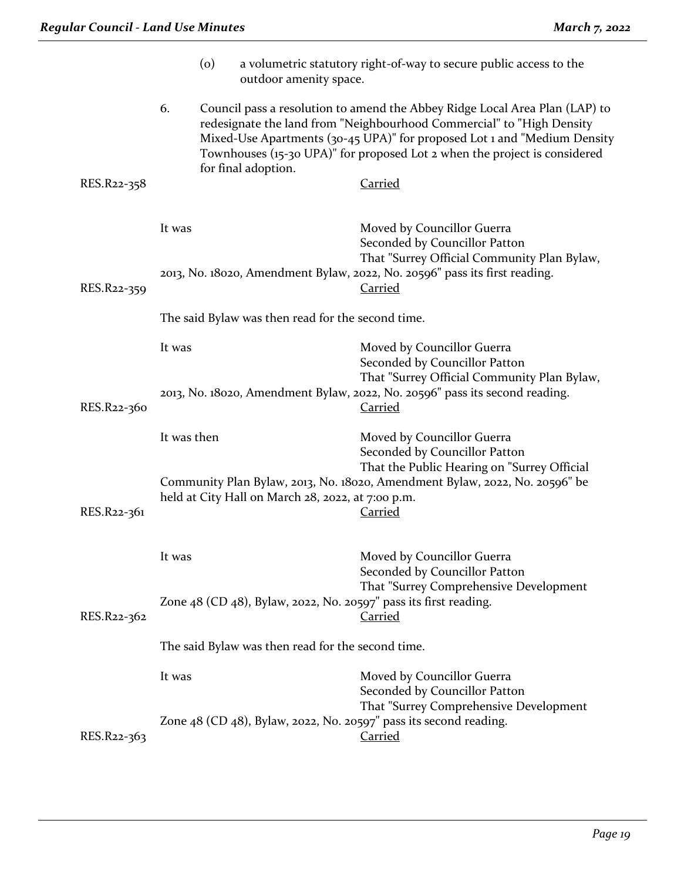(o) a volumetric statutory right-of-way to secure public access to the outdoor amenity space.

6. Council pass a resolution to amend the Abbey Ridge Local Area Plan (LAP) to redesignate the land from "Neighbourhood Commercial" to "High Density Mixed-Use Apartments (30-45 UPA)" for proposed Lot 1 and "Medium Density Townhouses (15-30 UPA)" for proposed Lot 2 when the project is considered for final adoption.

RES.R22-358 Carried

It was Moved by Councillor Guerra
Seconded by Councillor Patton
That "Surrey Official Community Plan Bylaw, 2013, No. 18020, Amendment Bylaw, 2022, No. 20596" pass its first reading.

RES.R22-359 Carried

The said Bylaw was then read for the second time.

It was Moved by Councillor Guerra
Seconded by Councillor Patton
That "Surrey Official Community Plan Bylaw, 2013, No. 18020, Amendment Bylaw, 2022, No. 20596" pass its second reading.

RES.R22-360 Carried

It was then Moved by Councillor Guerra
Seconded by Councillor Patton
That the Public Hearing on "Surrey Official Community Plan Bylaw, 2013, No. 18020, Amendment Bylaw, 2022, No. 20596" be held at City Hall on March 28, 2022, at 7:00 p.m.

RES.R22-361 Carried

It was Moved by Councillor Guerra
Seconded by Councillor Patton
That "Surrey Comprehensive Development Zone 48 (CD 48), Bylaw, 2022, No. 20597" pass its first reading.

RES.R22-362 Carried

The said Bylaw was then read for the second time.

It was Moved by Councillor Guerra
Seconded by Councillor Patton
That "Surrey Comprehensive Development Zone 48 (CD 48), Bylaw, 2022, No. 20597" pass its second reading.

RES.R22-363 Carried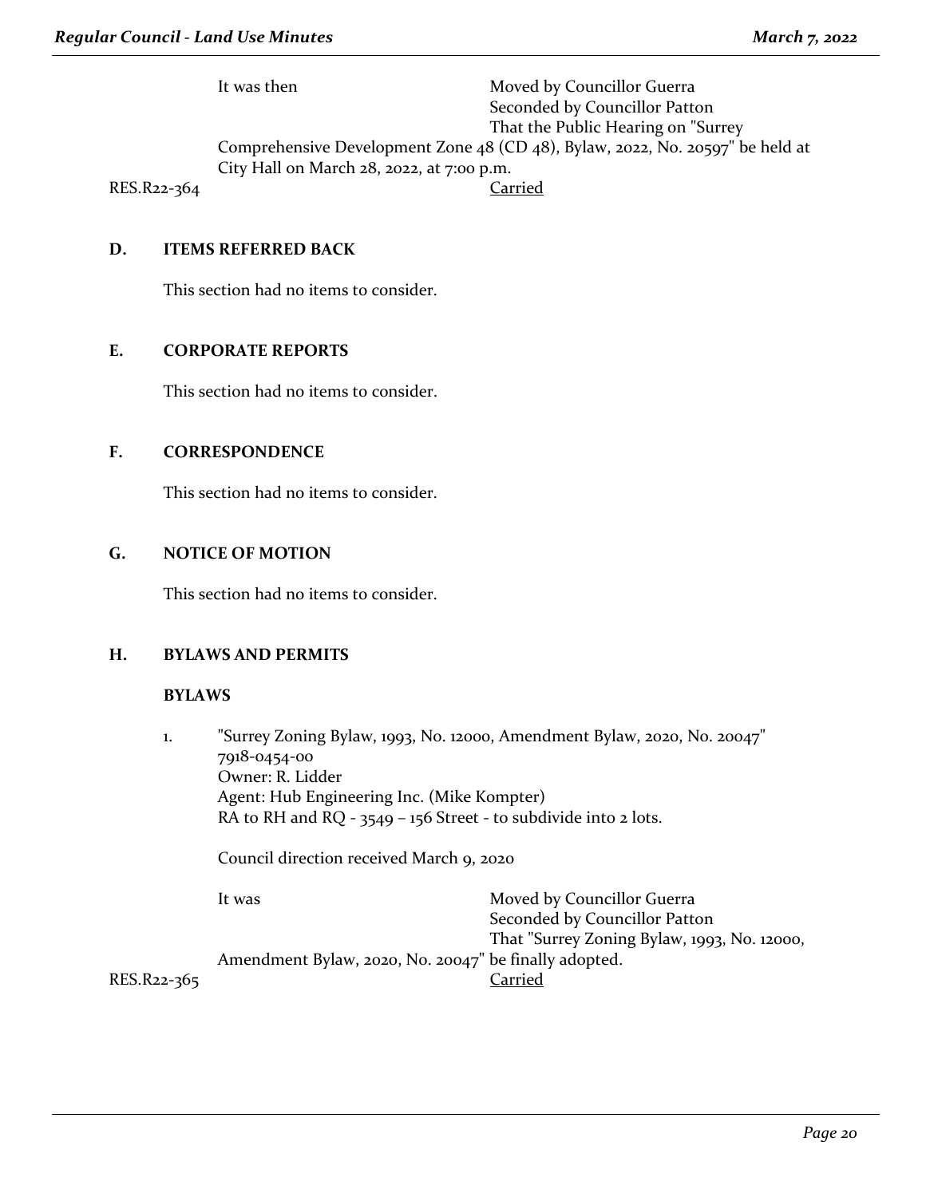It was then Moved by Councillor Guerra
Seconded by Councillor Patton
That the Public Hearing on "Surrey Comprehensive Development Zone 48 (CD 48), Bylaw, 2022, No. 20597" be held at City Hall on March 28, 2022, at 7:00 p.m.

RES.R22-364 Carried

## D. ITEMS REFERRED BACK

This section had no items to consider.

## E. CORPORATE REPORTS

This section had no items to consider.

## F. CORRESPONDENCE

This section had no items to consider.

## G. NOTICE OF MOTION

This section had no items to consider.

## H. BYLAWS AND PERMITS

### BYLAWS

1. "Surrey Zoning Bylaw, 1993, No. 12000, Amendment Bylaw, 2020, No. 20047"
   7918-0454-00
   Owner: R. Lidder
   Agent: Hub Engineering Inc. (Mike Kompter)
   RA to RH and RQ - 3549 – 156 Street - to subdivide into 2 lots.

   Council direction received March 9, 2020

   It was Moved by Councillor Guerra
   Seconded by Councillor Patton
   That "Surrey Zoning Bylaw, 1993, No. 12000, Amendment Bylaw, 2020, No. 20047" be finally adopted.

RES.R22-365 Carried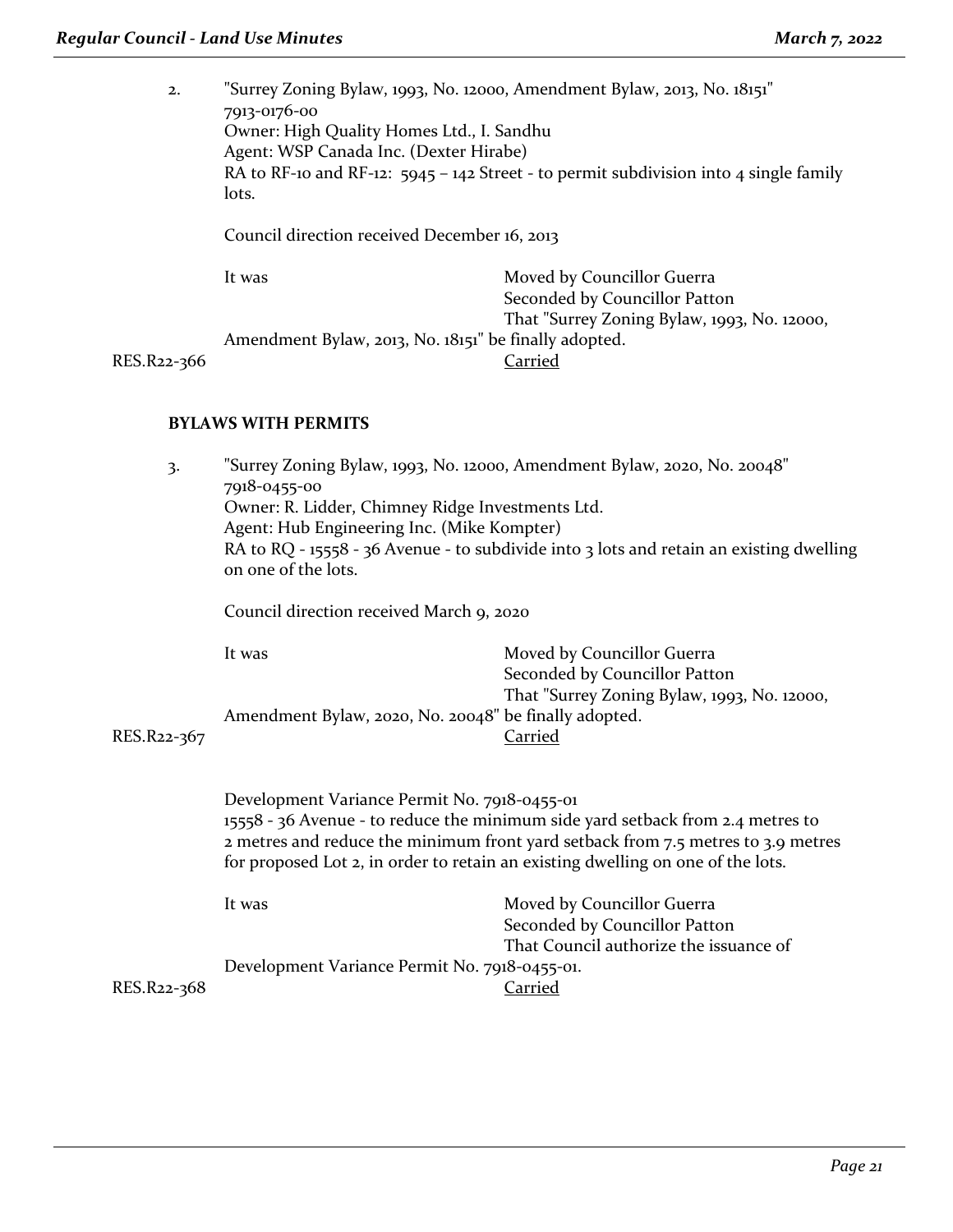2. "Surrey Zoning Bylaw, 1993, No. 12000, Amendment Bylaw, 2013, No. 18151"
7913-0176-00
Owner: High Quality Homes Ltd., I. Sandhu
Agent: WSP Canada Inc. (Dexter Hirabe)
RA to RF-10 and RF-12: 5945 – 142 Street - to permit subdivision into 4 single family lots.

Council direction received December 16, 2013

It was Moved by Councillor Guerra
Seconded by Councillor Patton
That "Surrey Zoning Bylaw, 1993, No. 12000, Amendment Bylaw, 2013, No. 18151" be finally adopted.

RES.R22-366 Carried

## BYLAWS WITH PERMITS

3. "Surrey Zoning Bylaw, 1993, No. 12000, Amendment Bylaw, 2020, No. 20048"
7918-0455-00
Owner: R. Lidder, Chimney Ridge Investments Ltd.
Agent: Hub Engineering Inc. (Mike Kompter)
RA to RQ - 15558 - 36 Avenue - to subdivide into 3 lots and retain an existing dwelling on one of the lots.

Council direction received March 9, 2020

It was Moved by Councillor Guerra
Seconded by Councillor Patton
That "Surrey Zoning Bylaw, 1993, No. 12000, Amendment Bylaw, 2020, No. 20048" be finally adopted.

RES.R22-367 Carried

Development Variance Permit No. 7918-0455-01
15558 - 36 Avenue - to reduce the minimum side yard setback from 2.4 metres to 2 metres and reduce the minimum front yard setback from 7.5 metres to 3.9 metres for proposed Lot 2, in order to retain an existing dwelling on one of the lots.

It was Moved by Councillor Guerra
Seconded by Councillor Patton
That Council authorize the issuance of Development Variance Permit No. 7918-0455-01.

RES.R22-368 Carried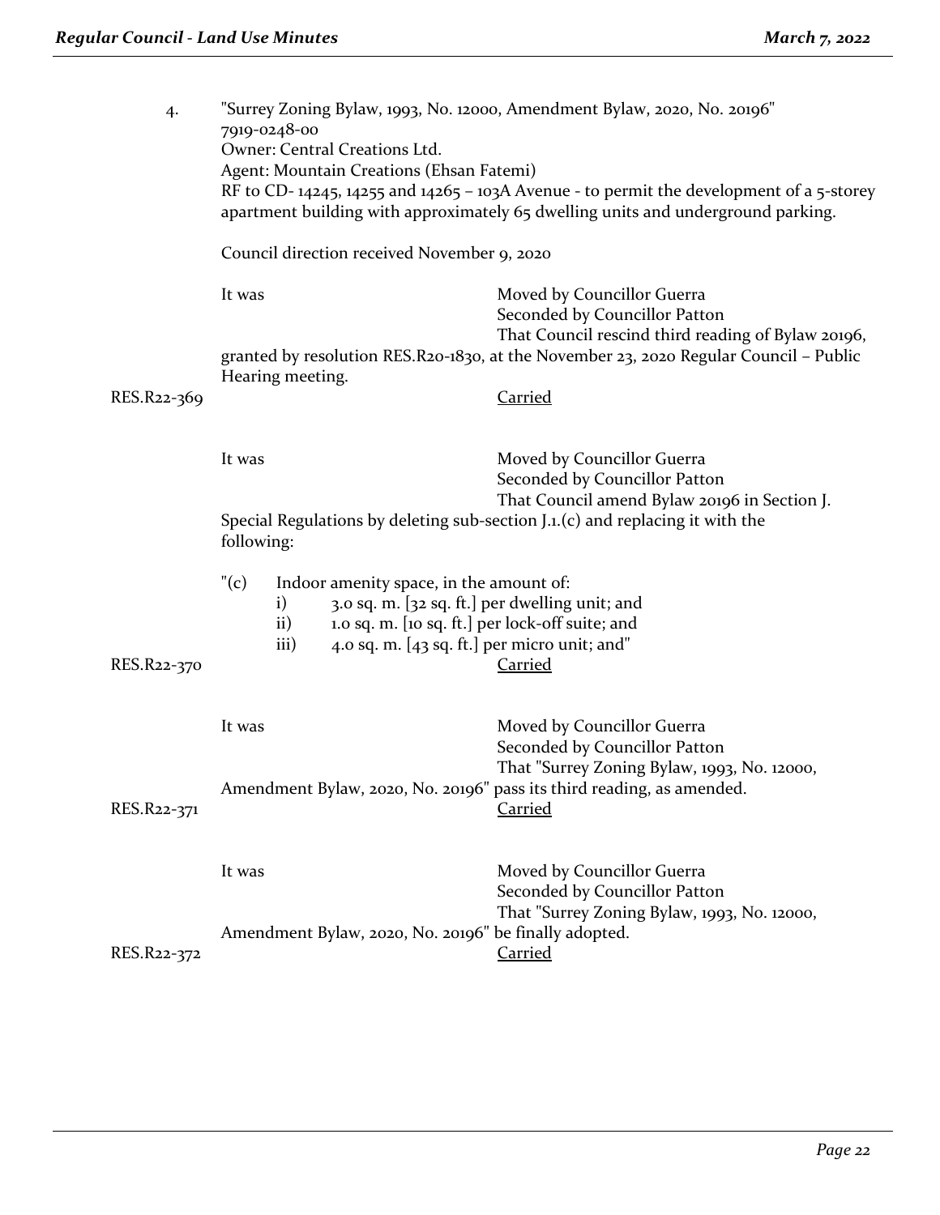4. "Surrey Zoning Bylaw, 1993, No. 12000, Amendment Bylaw, 2020, No. 20196"
7919-0248-00
Owner: Central Creations Ltd.
Agent: Mountain Creations (Ehsan Fatemi)
RF to CD- 14245, 14255 and 14265 – 103A Avenue - to permit the development of a 5-storey apartment building with approximately 65 dwelling units and underground parking.

Council direction received November 9, 2020

It was Moved by Councillor Guerra
Seconded by Councillor Patton
That Council rescind third reading of Bylaw 20196, granted by resolution RES.R20-1830, at the November 23, 2020 Regular Council – Public Hearing meeting.

RES.R22-369 Carried

It was Moved by Councillor Guerra
Seconded by Councillor Patton
That Council amend Bylaw 20196 in Section J. Special Regulations by deleting sub-section J.1.(c) and replacing it with the following:

"(c) Indoor amenity space, in the amount of:
   i) 3.0 sq. m. [32 sq. ft.] per dwelling unit; and
   ii) 1.0 sq. m. [10 sq. ft.] per lock-off suite; and
   iii) 4.0 sq. m. [43 sq. ft.] per micro unit; and"

RES.R22-370 Carried

It was Moved by Councillor Guerra
Seconded by Councillor Patton
That "Surrey Zoning Bylaw, 1993, No. 12000, Amendment Bylaw, 2020, No. 20196" pass its third reading, as amended.

RES.R22-371 Carried

It was Moved by Councillor Guerra
Seconded by Councillor Patton
That "Surrey Zoning Bylaw, 1993, No. 12000, Amendment Bylaw, 2020, No. 20196" be finally adopted.

RES.R22-372 Carried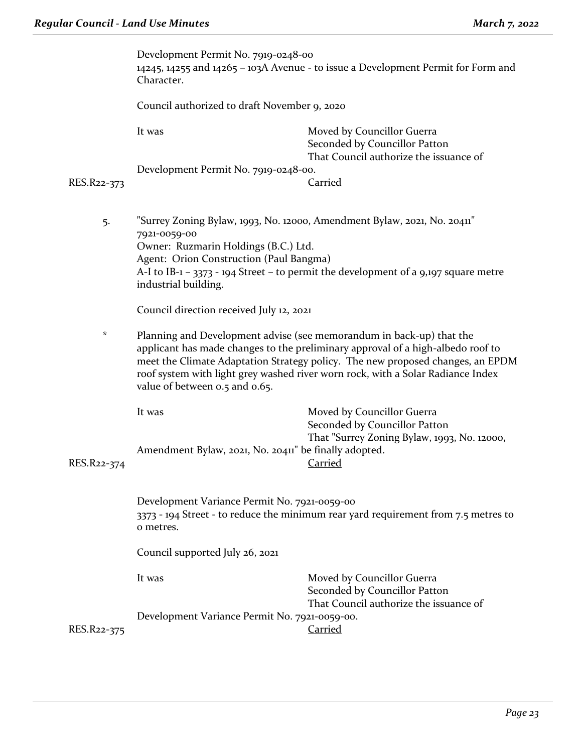Development Permit No. 7919-0248-00
14245, 14255 and 14265 – 103A Avenue - to issue a Development Permit for Form and Character.

Council authorized to draft November 9, 2020

It was Moved by Councillor Guerra
Seconded by Councillor Patton
That Council authorize the issuance of Development Permit No. 7919-0248-00.

RES.R22-373 Carried

5. "Surrey Zoning Bylaw, 1993, No. 12000, Amendment Bylaw, 2021, No. 20411"
7921-0059-00
Owner: Ruzmarin Holdings (B.C.) Ltd.
Agent: Orion Construction (Paul Bangma)
A-I to IB-1 – 3373 - 194 Street – to permit the development of a 9,197 square metre industrial building.

Council direction received July 12, 2021

* Planning and Development advise (see memorandum in back-up) that the applicant has made changes to the preliminary approval of a high-albedo roof to meet the Climate Adaptation Strategy policy. The new proposed changes, an EPDM roof system with light grey washed river worn rock, with a Solar Radiance Index value of between 0.5 and 0.65.

It was Moved by Councillor Guerra
Seconded by Councillor Patton
That "Surrey Zoning Bylaw, 1993, No. 12000, Amendment Bylaw, 2021, No. 20411" be finally adopted.

RES.R22-374 Carried

Development Variance Permit No. 7921-0059-00
3373 - 194 Street - to reduce the minimum rear yard requirement from 7.5 metres to 0 metres.

Council supported July 26, 2021

It was Moved by Councillor Guerra
Seconded by Councillor Patton
That Council authorize the issuance of Development Variance Permit No. 7921-0059-00.

RES.R22-375 Carried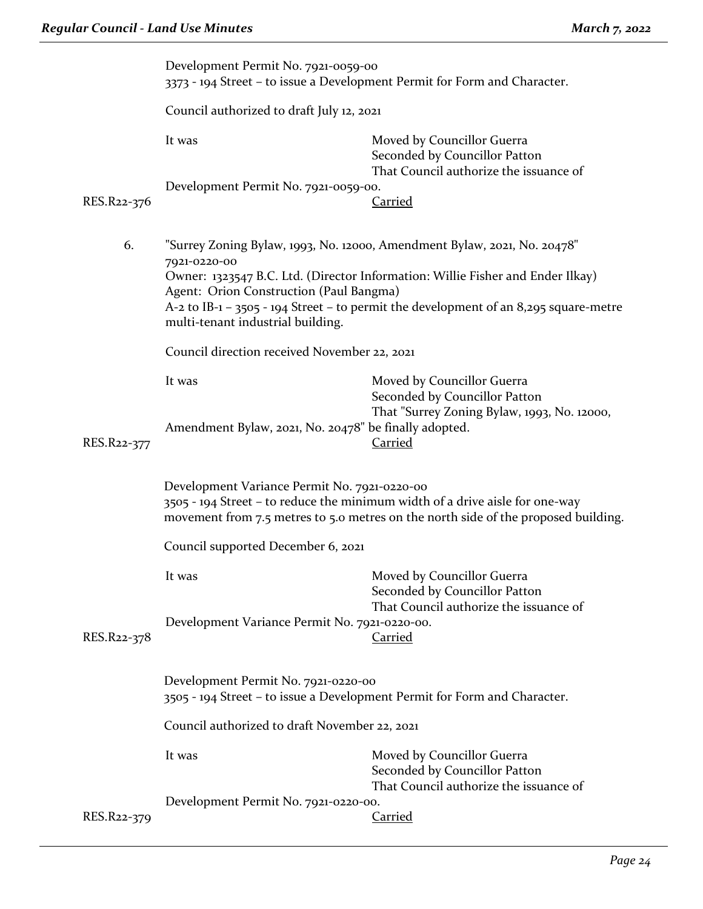Development Permit No. 7921-0059-00
3373 - 194 Street – to issue a Development Permit for Form and Character.

Council authorized to draft July 12, 2021

It was Moved by Councillor Guerra
Seconded by Councillor Patton
That Council authorize the issuance of Development Permit No. 7921-0059-00.

RES.R22-376 Carried

6. "Surrey Zoning Bylaw, 1993, No. 12000, Amendment Bylaw, 2021, No. 20478"
7921-0220-00
Owner: 1323547 B.C. Ltd. (Director Information: Willie Fisher and Ender Ilkay)
Agent: Orion Construction (Paul Bangma)
A-2 to IB-1 – 3505 - 194 Street – to permit the development of an 8,295 square-metre multi-tenant industrial building.

Council direction received November 22, 2021

It was Moved by Councillor Guerra
Seconded by Councillor Patton
That "Surrey Zoning Bylaw, 1993, No. 12000, Amendment Bylaw, 2021, No. 20478" be finally adopted.

RES.R22-377 Carried

Development Variance Permit No. 7921-0220-00
3505 - 194 Street – to reduce the minimum width of a drive aisle for one-way movement from 7.5 metres to 5.0 metres on the north side of the proposed building.

Council supported December 6, 2021

It was Moved by Councillor Guerra
Seconded by Councillor Patton
That Council authorize the issuance of Development Variance Permit No. 7921-0220-00.

RES.R22-378 Carried

Development Permit No. 7921-0220-00
3505 - 194 Street – to issue a Development Permit for Form and Character.

Council authorized to draft November 22, 2021

It was Moved by Councillor Guerra
Seconded by Councillor Patton
That Council authorize the issuance of Development Permit No. 7921-0220-00.

RES.R22-379 Carried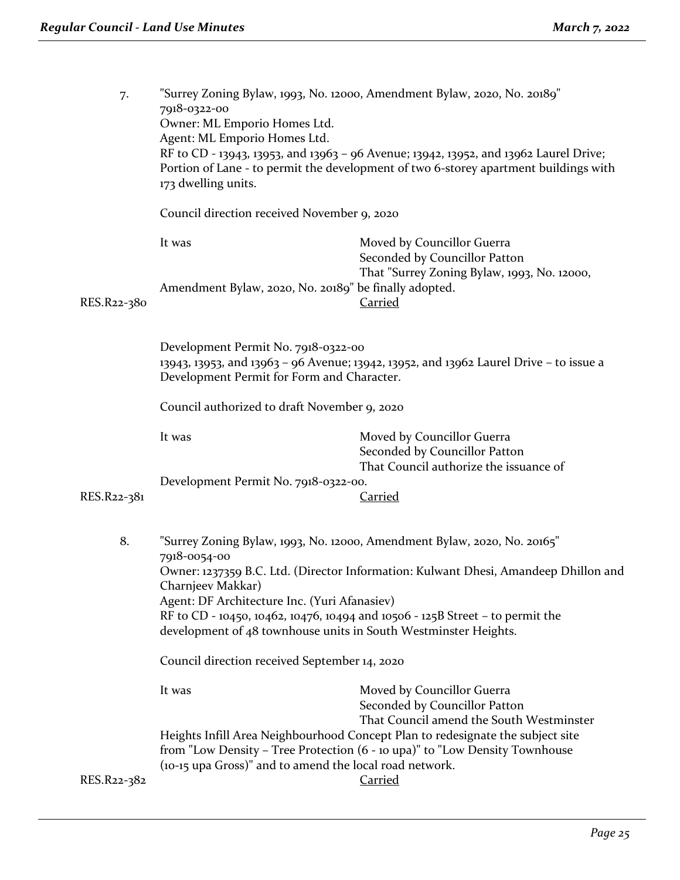7. "Surrey Zoning Bylaw, 1993, No. 12000, Amendment Bylaw, 2020, No. 20189"
7918-0322-00
Owner: ML Emporio Homes Ltd.
Agent: ML Emporio Homes Ltd.
RF to CD - 13943, 13953, and 13963 – 96 Avenue; 13942, 13952, and 13962 Laurel Drive; Portion of Lane - to permit the development of two 6-storey apartment buildings with 173 dwelling units.

Council direction received November 9, 2020

It was Moved by Councillor Guerra
Seconded by Councillor Patton
That "Surrey Zoning Bylaw, 1993, No. 12000, Amendment Bylaw, 2020, No. 20189" be finally adopted.

RES.R22-380 Carried

Development Permit No. 7918-0322-00
13943, 13953, and 13963 – 96 Avenue; 13942, 13952, and 13962 Laurel Drive – to issue a Development Permit for Form and Character.

Council authorized to draft November 9, 2020

It was Moved by Councillor Guerra
Seconded by Councillor Patton
That Council authorize the issuance of Development Permit No. 7918-0322-00.

RES.R22-381 Carried

8. "Surrey Zoning Bylaw, 1993, No. 12000, Amendment Bylaw, 2020, No. 20165"
7918-0054-00
Owner: 1237359 B.C. Ltd. (Director Information: Kulwant Dhesi, Amandeep Dhillon and Charnjeev Makkar)
Agent: DF Architecture Inc. (Yuri Afanasiev)
RF to CD - 10450, 10462, 10476, 10494 and 10506 - 125B Street – to permit the development of 48 townhouse units in South Westminster Heights.

Council direction received September 14, 2020

It was Moved by Councillor Guerra
Seconded by Councillor Patton
That Council amend the South Westminster Heights Infill Area Neighbourhood Concept Plan to redesignate the subject site from "Low Density – Tree Protection (6 - 10 upa)" to "Low Density Townhouse (10-15 upa Gross)" and to amend the local road network.

RES.R22-382 Carried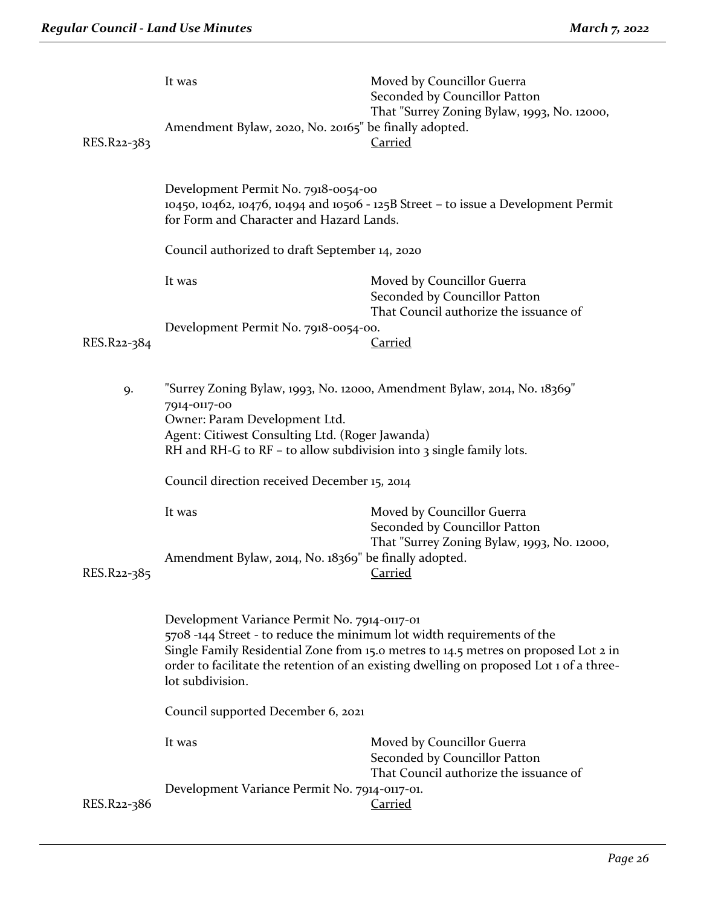It was Moved by Councillor Guerra
Seconded by Councillor Patton
That "Surrey Zoning Bylaw, 1993, No. 12000, Amendment Bylaw, 2020, No. 20165" be finally adopted.

RES.R22-383 Carried

Development Permit No. 7918-0054-00
10450, 10462, 10476, 10494 and 10506 - 125B Street – to issue a Development Permit for Form and Character and Hazard Lands.

Council authorized to draft September 14, 2020

It was Moved by Councillor Guerra
Seconded by Councillor Patton
That Council authorize the issuance of Development Permit No. 7918-0054-00.

RES.R22-384 Carried

9. "Surrey Zoning Bylaw, 1993, No. 12000, Amendment Bylaw, 2014, No. 18369"
7914-0117-00
Owner: Param Development Ltd.
Agent: Citiwest Consulting Ltd. (Roger Jawanda)
RH and RH-G to RF – to allow subdivision into 3 single family lots.

Council direction received December 15, 2014

It was Moved by Councillor Guerra
Seconded by Councillor Patton
That "Surrey Zoning Bylaw, 1993, No. 12000, Amendment Bylaw, 2014, No. 18369" be finally adopted.

RES.R22-385 Carried

Development Variance Permit No. 7914-0117-01
5708 -144 Street - to reduce the minimum lot width requirements of the Single Family Residential Zone from 15.0 metres to 14.5 metres on proposed Lot 2 in order to facilitate the retention of an existing dwelling on proposed Lot 1 of a three-lot subdivision.

Council supported December 6, 2021

It was Moved by Councillor Guerra
Seconded by Councillor Patton
That Council authorize the issuance of Development Variance Permit No. 7914-0117-01.

RES.R22-386 Carried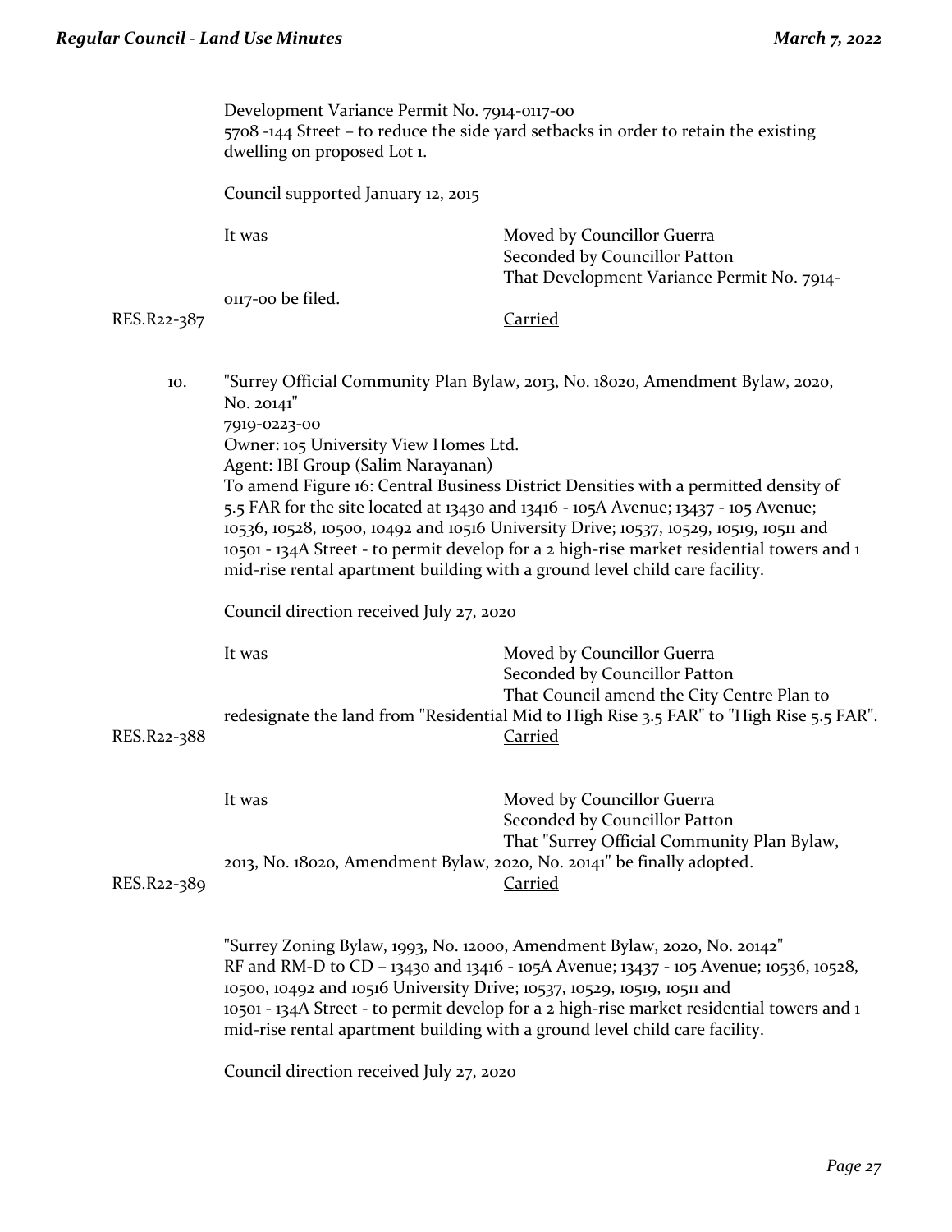Development Variance Permit No. 7914-0117-00
5708 -144 Street – to reduce the side yard setbacks in order to retain the existing dwelling on proposed Lot 1.

Council supported January 12, 2015

It was Moved by Councillor Guerra
Seconded by Councillor Patton
That Development Variance Permit No. 7914-0117-00 be filed.

RES.R22-387 Carried

10. "Surrey Official Community Plan Bylaw, 2013, No. 18020, Amendment Bylaw, 2020, No. 20141"
7919-0223-00
Owner: 105 University View Homes Ltd.
Agent: IBI Group (Salim Narayanan)
To amend Figure 16: Central Business District Densities with a permitted density of 5.5 FAR for the site located at 13430 and 13416 - 105A Avenue; 13437 - 105 Avenue; 10536, 10528, 10500, 10492 and 10516 University Drive; 10537, 10529, 10519, 10511 and 10501 - 134A Street - to permit develop for a 2 high-rise market residential towers and 1 mid-rise rental apartment building with a ground level child care facility.

Council direction received July 27, 2020

It was Moved by Councillor Guerra
Seconded by Councillor Patton
That Council amend the City Centre Plan to redesignate the land from "Residential Mid to High Rise 3.5 FAR" to "High Rise 5.5 FAR".

RES.R22-388 Carried

It was Moved by Councillor Guerra
Seconded by Councillor Patton
That "Surrey Official Community Plan Bylaw, 2013, No. 18020, Amendment Bylaw, 2020, No. 20141" be finally adopted.

RES.R22-389 Carried

"Surrey Zoning Bylaw, 1993, No. 12000, Amendment Bylaw, 2020, No. 20142"
RF and RM-D to CD – 13430 and 13416 - 105A Avenue; 13437 - 105 Avenue; 10536, 10528, 10500, 10492 and 10516 University Drive; 10537, 10529, 10519, 10511 and 10501 - 134A Street - to permit develop for a 2 high-rise market residential towers and 1 mid-rise rental apartment building with a ground level child care facility.

Council direction received July 27, 2020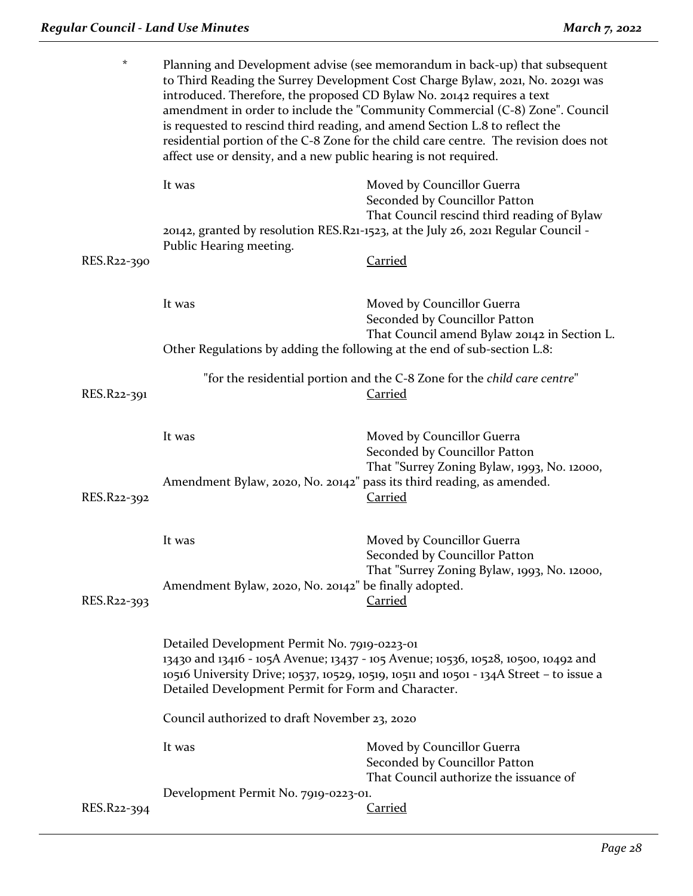\* Planning and Development advise (see memorandum in back-up) that subsequent to Third Reading the Surrey Development Cost Charge Bylaw, 2021, No. 20291 was introduced. Therefore, the proposed CD Bylaw No. 20142 requires a text amendment in order to include the "Community Commercial (C-8) Zone". Council is requested to rescind third reading, and amend Section L.8 to reflect the residential portion of the C-8 Zone for the child care centre. The revision does not affect use or density, and a new public hearing is not required.

It was Moved by Councillor Guerra
Seconded by Councillor Patton
That Council rescind third reading of Bylaw 20142, granted by resolution RES.R21-1523, at the July 26, 2021 Regular Council - Public Hearing meeting.

RES.R22-390 Carried

It was Moved by Councillor Guerra
Seconded by Councillor Patton
That Council amend Bylaw 20142 in Section L. Other Regulations by adding the following at the end of sub-section L.8:

"for the residential portion and the C-8 Zone for the *child care centre*"

RES.R22-391 Carried

It was Moved by Councillor Guerra
Seconded by Councillor Patton
That "Surrey Zoning Bylaw, 1993, No. 12000, Amendment Bylaw, 2020, No. 20142" pass its third reading, as amended.

RES.R22-392 Carried

It was Moved by Councillor Guerra
Seconded by Councillor Patton
That "Surrey Zoning Bylaw, 1993, No. 12000, Amendment Bylaw, 2020, No. 20142" be finally adopted.

RES.R22-393 Carried

Detailed Development Permit No. 7919-0223-01
13430 and 13416 - 105A Avenue; 13437 - 105 Avenue; 10536, 10528, 10500, 10492 and 10516 University Drive; 10537, 10529, 10519, 10511 and 10501 - 134A Street – to issue a Detailed Development Permit for Form and Character.

Council authorized to draft November 23, 2020

It was Moved by Councillor Guerra
Seconded by Councillor Patton
That Council authorize the issuance of Development Permit No. 7919-0223-01.

RES.R22-394 Carried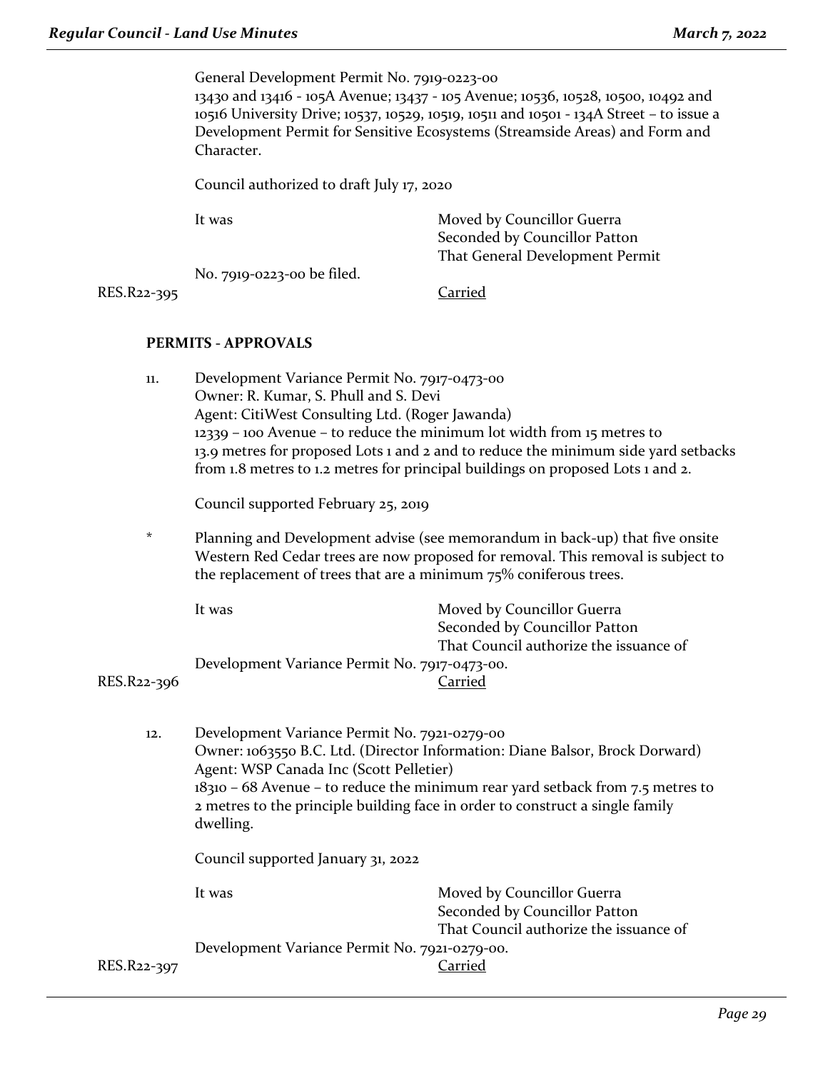General Development Permit No. 7919-0223-00
13430 and 13416 - 105A Avenue; 13437 - 105 Avenue; 10536, 10528, 10500, 10492 and 10516 University Drive; 10537, 10529, 10519, 10511 and 10501 - 134A Street – to issue a Development Permit for Sensitive Ecosystems (Streamside Areas) and Form and Character.

Council authorized to draft July 17, 2020

It was Moved by Councillor Guerra
Seconded by Councillor Patton
That General Development Permit No. 7919-0223-00 be filed.

RES.R22-395 Carried

**PERMITS - APPROVALS**

11. Development Variance Permit No. 7917-0473-00
Owner: R. Kumar, S. Phull and S. Devi
Agent: CitiWest Consulting Ltd. (Roger Jawanda)
12339 – 100 Avenue – to reduce the minimum lot width from 15 metres to 13.9 metres for proposed Lots 1 and 2 and to reduce the minimum side yard setbacks from 1.8 metres to 1.2 metres for principal buildings on proposed Lots 1 and 2.

Council supported February 25, 2019

\* Planning and Development advise (see memorandum in back-up) that five onsite Western Red Cedar trees are now proposed for removal. This removal is subject to the replacement of trees that are a minimum 75% coniferous trees.

It was Moved by Councillor Guerra
Seconded by Councillor Patton
That Council authorize the issuance of Development Variance Permit No. 7917-0473-00.

RES.R22-396 Carried

12. Development Variance Permit No. 7921-0279-00
Owner: 1063550 B.C. Ltd. (Director Information: Diane Balsor, Brock Dorward)
Agent: WSP Canada Inc (Scott Pelletier)
18310 – 68 Avenue – to reduce the minimum rear yard setback from 7.5 metres to 2 metres to the principle building face in order to construct a single family dwelling.

Council supported January 31, 2022

It was Moved by Councillor Guerra
Seconded by Councillor Patton
That Council authorize the issuance of Development Variance Permit No. 7921-0279-00.

RES.R22-397 Carried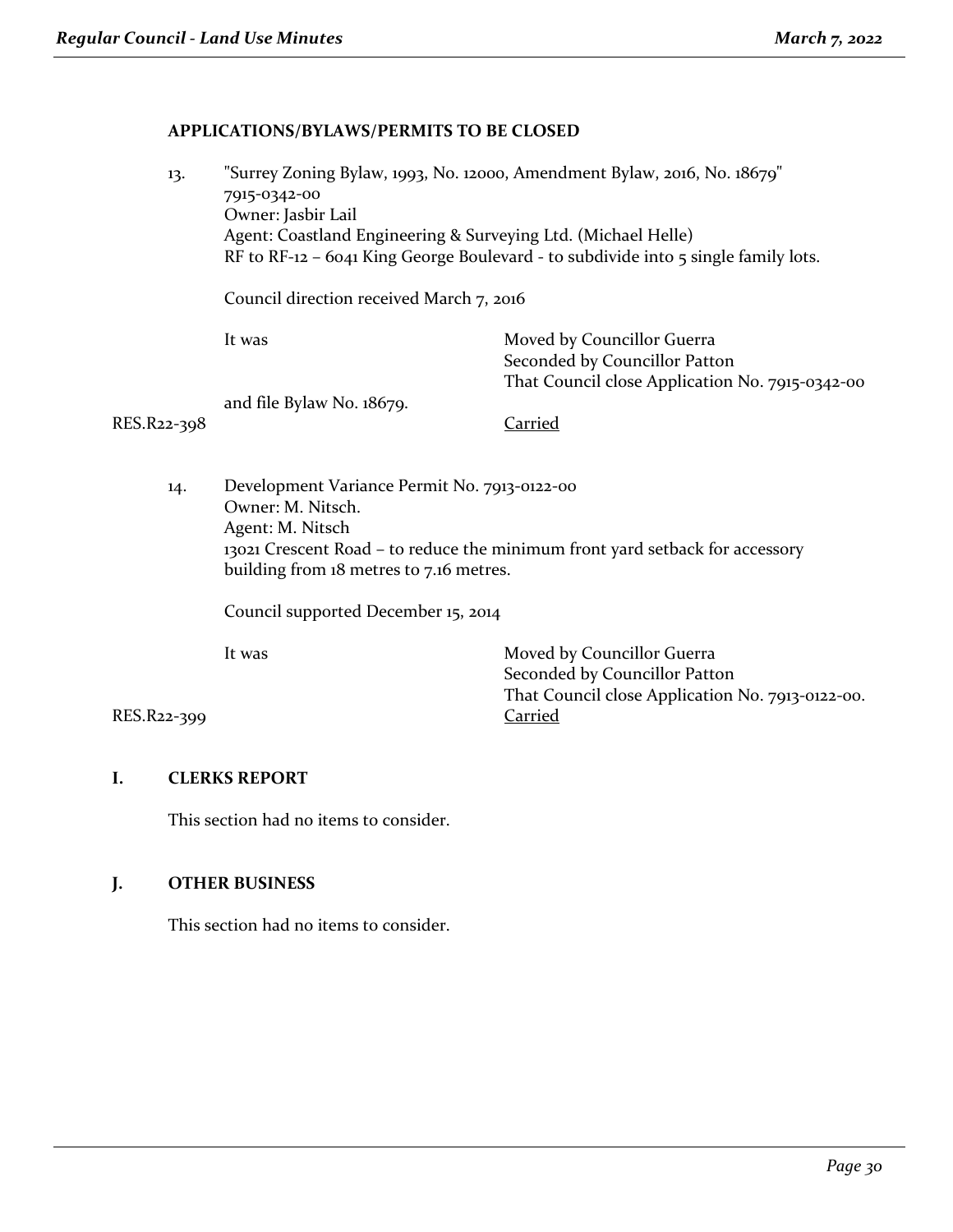### APPLICATIONS/BYLAWS/PERMITS TO BE CLOSED

13. "Surrey Zoning Bylaw, 1993, No. 12000, Amendment Bylaw, 2016, No. 18679"
    7915-0342-00
    Owner: Jasbir Lail
    Agent: Coastland Engineering & Surveying Ltd. (Michael Helle)
    RF to RF-12 – 6041 King George Boulevard - to subdivide into 5 single family lots.

    Council direction received March 7, 2016

    It was Moved by Councillor Guerra
    Seconded by Councillor Patton
    That Council close Application No. 7915-0342-00 and file Bylaw No. 18679.

RES.R22-398 Carried

14. Development Variance Permit No. 7913-0122-00
    Owner: M. Nitsch.
    Agent: M. Nitsch
    13021 Crescent Road – to reduce the minimum front yard setback for accessory building from 18 metres to 7.16 metres.

    Council supported December 15, 2014

    It was Moved by Councillor Guerra
    Seconded by Councillor Patton
    That Council close Application No. 7913-0122-00.

RES.R22-399 Carried

## I. CLERKS REPORT

This section had no items to consider.

## J. OTHER BUSINESS

This section had no items to consider.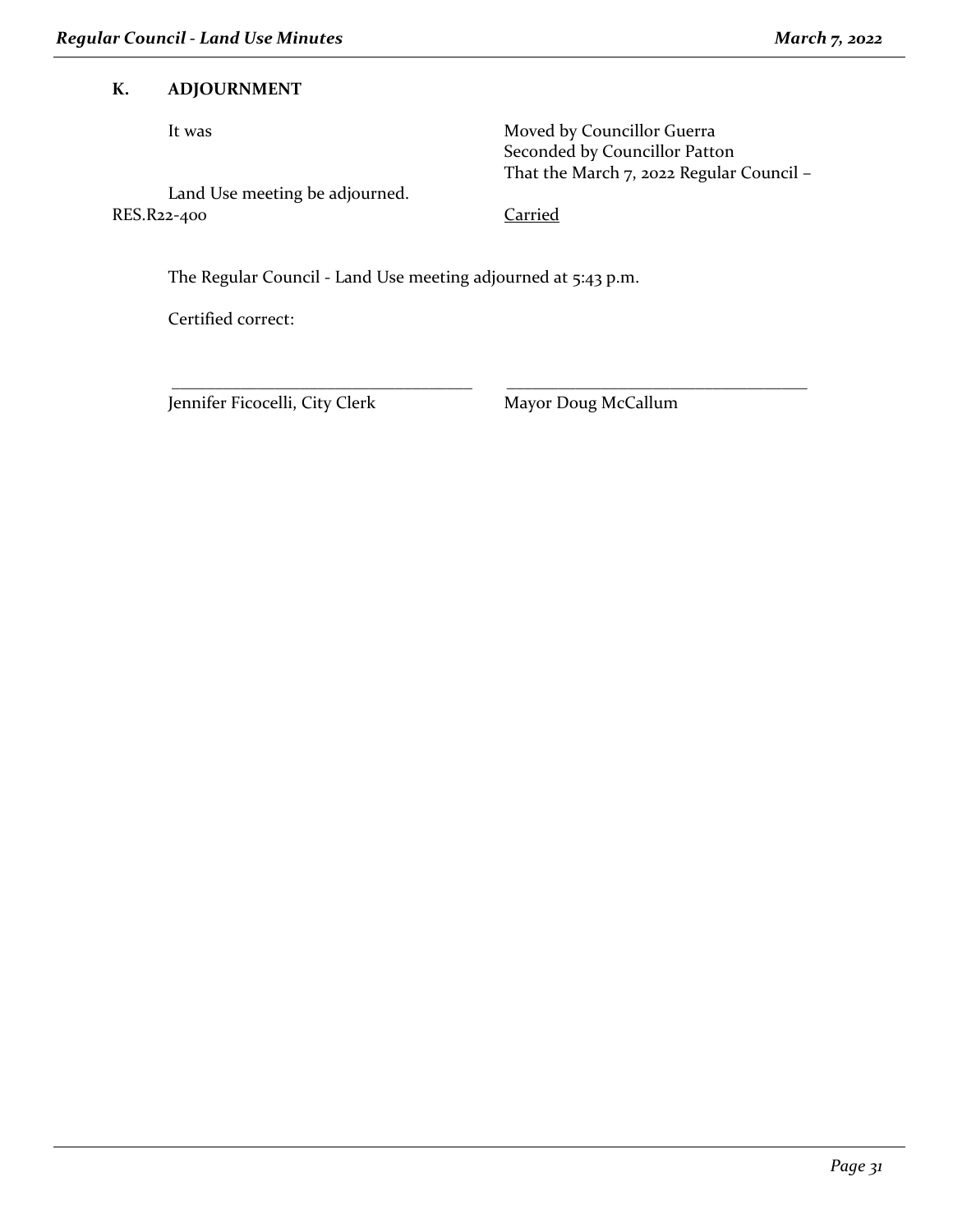## K. ADJOURNMENT

It was

Moved by Councillor Guerra
Seconded by Councillor Patton
That the March 7, 2022 Regular Council – Land Use meeting be adjourned.

RES.R22-400 Carried

The Regular Council - Land Use meeting adjourned at 5:43 p.m.

Certified correct:

\_\_\_\_\_\_\_\_\_\_\_\_\_\_\_\_\_\_\_\_\_\_\_\_\_\_\_\_\_\_\_\_\_\_\_ \_\_\_\_\_\_\_\_\_\_\_\_\_\_\_\_\_\_\_\_\_\_\_\_\_\_\_\_\_\_\_\_\_\_\_

Jennifer Ficocelli, City Clerk Mayor Doug McCallum